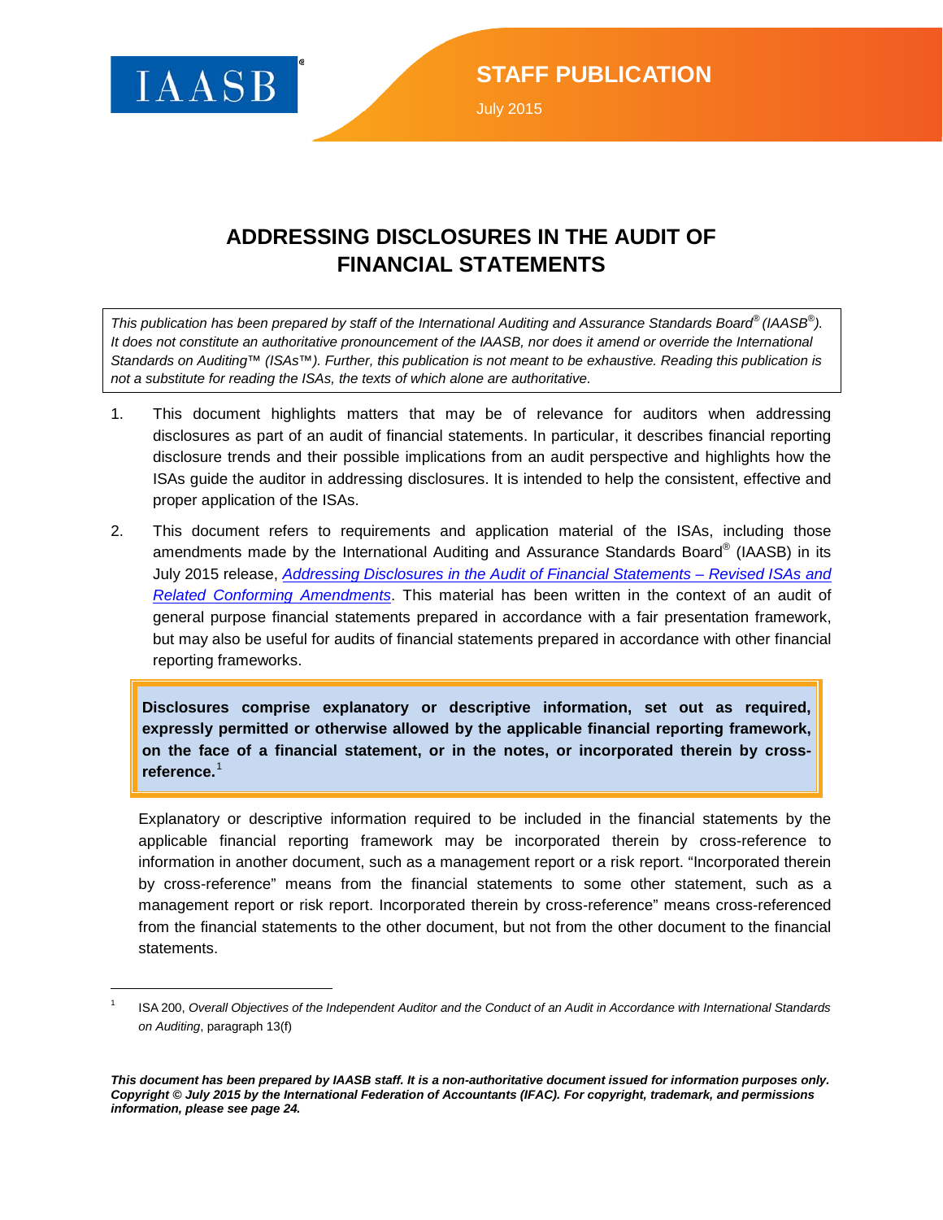IAASB

**STAFF PUBLICATION**

July 2015

# ADDRESSING DISCLOSURES IN THE AUDIT OF FINANCIAL STATEMENTS

*This publication has been prepared by staff of the International Auditing and Assurance Standards Board® (IAASB®). It does not constitute an authoritative pronouncement of the IAASB, nor does it amend or override the International Standards on Auditing™ (ISAs™). Further, this publication is not meant to be exhaustive. Reading this publication is not a substitute for reading the ISAs, the texts of which alone are authoritative.*

1. This document highlights matters that may be of relevance for auditors when addressing disclosures as part of an audit of financial statements. In particular, it describes financial reporting disclosure trends and their possible implications from an audit perspective and highlights how the ISAs guide the auditor in addressing disclosures. It is intended to help the consistent, effective and proper application of the ISAs.

2. This document refers to requirements and application material of the ISAs, including those amendments made by the International Auditing and Assurance Standards Board® (IAASB) in its July 2015 release, *Addressing Disclosures in the Audit of Financial Statements – Revised ISAs and Related Conforming Amendments*. This material has been written in the context of an audit of general purpose financial statements prepared in accordance with a fair presentation framework, but may also be useful for audits of financial statements prepared in accordance with other financial reporting frameworks.

> **Disclosures comprise explanatory or descriptive information, set out as required, expressly permitted or otherwise allowed by the applicable financial reporting framework, on the face of a financial statement, or in the notes, or incorporated therein by cross-reference.**[1]

Explanatory or descriptive information required to be included in the financial statements by the applicable financial reporting framework may be incorporated therein by cross-reference to information in another document, such as a management report or a risk report. "Incorporated therein by cross-reference" means from the financial statements to some other statement, such as a management report or risk report. Incorporated therein by cross-reference" means cross-referenced from the financial statements to the other document, but not from the other document to the financial statements.

---

[1] ISA 200, *Overall Objectives of the Independent Auditor and the Conduct of an Audit in Accordance with International Standards on Auditing*, paragraph 13(f)

***This document has been prepared by IAASB staff. It is a non-authoritative document issued for information purposes only. Copyright © July 2015 by the International Federation of Accountants (IFAC). For copyright, trademark, and permissions information, please see page 24.***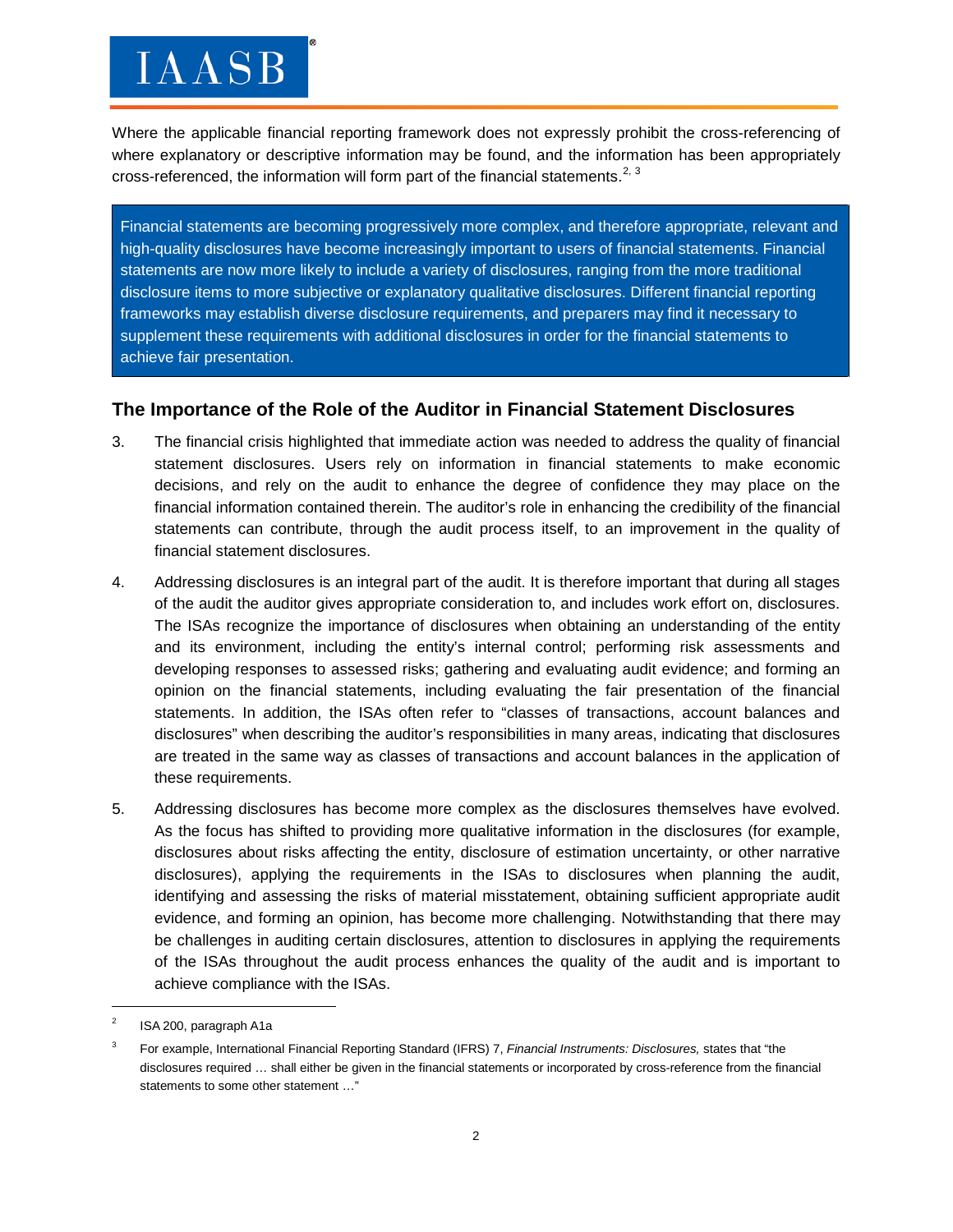Where the applicable financial reporting framework does not expressly prohibit the cross-referencing of where explanatory or descriptive information may be found, and the information has been appropriately cross-referenced, the information will form part of the financial statements.[2, 3]

> Financial statements are becoming progressively more complex, and therefore appropriate, relevant and high-quality disclosures have become increasingly important to users of financial statements. Financial statements are now more likely to include a variety of disclosures, ranging from the more traditional disclosure items to more subjective or explanatory qualitative disclosures. Different financial reporting frameworks may establish diverse disclosure requirements, and preparers may find it necessary to supplement these requirements with additional disclosures in order for the financial statements to achieve fair presentation.

## The Importance of the Role of the Auditor in Financial Statement Disclosures

3. The financial crisis highlighted that immediate action was needed to address the quality of financial statement disclosures. Users rely on information in financial statements to make economic decisions, and rely on the audit to enhance the degree of confidence they may place on the financial information contained therein. The auditor's role in enhancing the credibility of the financial statements can contribute, through the audit process itself, to an improvement in the quality of financial statement disclosures.

4. Addressing disclosures is an integral part of the audit. It is therefore important that during all stages of the audit the auditor gives appropriate consideration to, and includes work effort on, disclosures. The ISAs recognize the importance of disclosures when obtaining an understanding of the entity and its environment, including the entity's internal control; performing risk assessments and developing responses to assessed risks; gathering and evaluating audit evidence; and forming an opinion on the financial statements, including evaluating the fair presentation of the financial statements. In addition, the ISAs often refer to "classes of transactions, account balances and disclosures" when describing the auditor's responsibilities in many areas, indicating that disclosures are treated in the same way as classes of transactions and account balances in the application of these requirements.

5. Addressing disclosures has become more complex as the disclosures themselves have evolved. As the focus has shifted to providing more qualitative information in the disclosures (for example, disclosures about risks affecting the entity, disclosure of estimation uncertainty, or other narrative disclosures), applying the requirements in the ISAs to disclosures when planning the audit, identifying and assessing the risks of material misstatement, obtaining sufficient appropriate audit evidence, and forming an opinion, has become more challenging. Notwithstanding that there may be challenges in auditing certain disclosures, attention to disclosures in applying the requirements of the ISAs throughout the audit process enhances the quality of the audit and is important to achieve compliance with the ISAs.

---

[2] ISA 200, paragraph A1a

[3] For example, International Financial Reporting Standard (IFRS) 7, *Financial Instruments: Disclosures,* states that "the disclosures required … shall either be given in the financial statements or incorporated by cross-reference from the financial statements to some other statement …"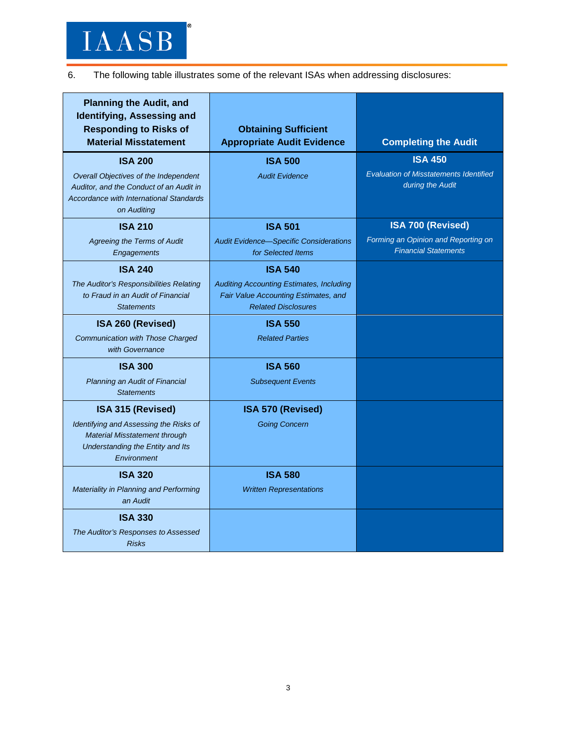6. The following table illustrates some of the relevant ISAs when addressing disclosures:

| Planning the Audit, and Identifying, Assessing and Responding to Risks of Material Misstatement | Obtaining Sufficient Appropriate Audit Evidence | Completing the Audit |
|---|---|---|
| **ISA 200**<br>*Overall Objectives of the Independent Auditor, and the Conduct of an Audit in Accordance with International Standards on Auditing* | **ISA 500**<br>*Audit Evidence* | **ISA 450**<br>*Evaluation of Misstatements Identified during the Audit* |
| **ISA 210**<br>*Agreeing the Terms of Audit Engagements* | **ISA 501**<br>*Audit Evidence—Specific Considerations for Selected Items* | **ISA 700 (Revised)**<br>*Forming an Opinion and Reporting on Financial Statements* |
| **ISA 240**<br>*The Auditor's Responsibilities Relating to Fraud in an Audit of Financial Statements* | **ISA 540**<br>*Auditing Accounting Estimates, Including Fair Value Accounting Estimates, and Related Disclosures* | |
| **ISA 260 (Revised)**<br>*Communication with Those Charged with Governance* | **ISA 550**<br>*Related Parties* | |
| **ISA 300**<br>*Planning an Audit of Financial Statements* | **ISA 560**<br>*Subsequent Events* | |
| **ISA 315 (Revised)**<br>*Identifying and Assessing the Risks of Material Misstatement through Understanding the Entity and Its Environment* | **ISA 570 (Revised)**<br>*Going Concern* | |
| **ISA 320**<br>*Materiality in Planning and Performing an Audit* | **ISA 580**<br>*Written Representations* | |
| **ISA 330**<br>*The Auditor's Responses to Assessed Risks* | | |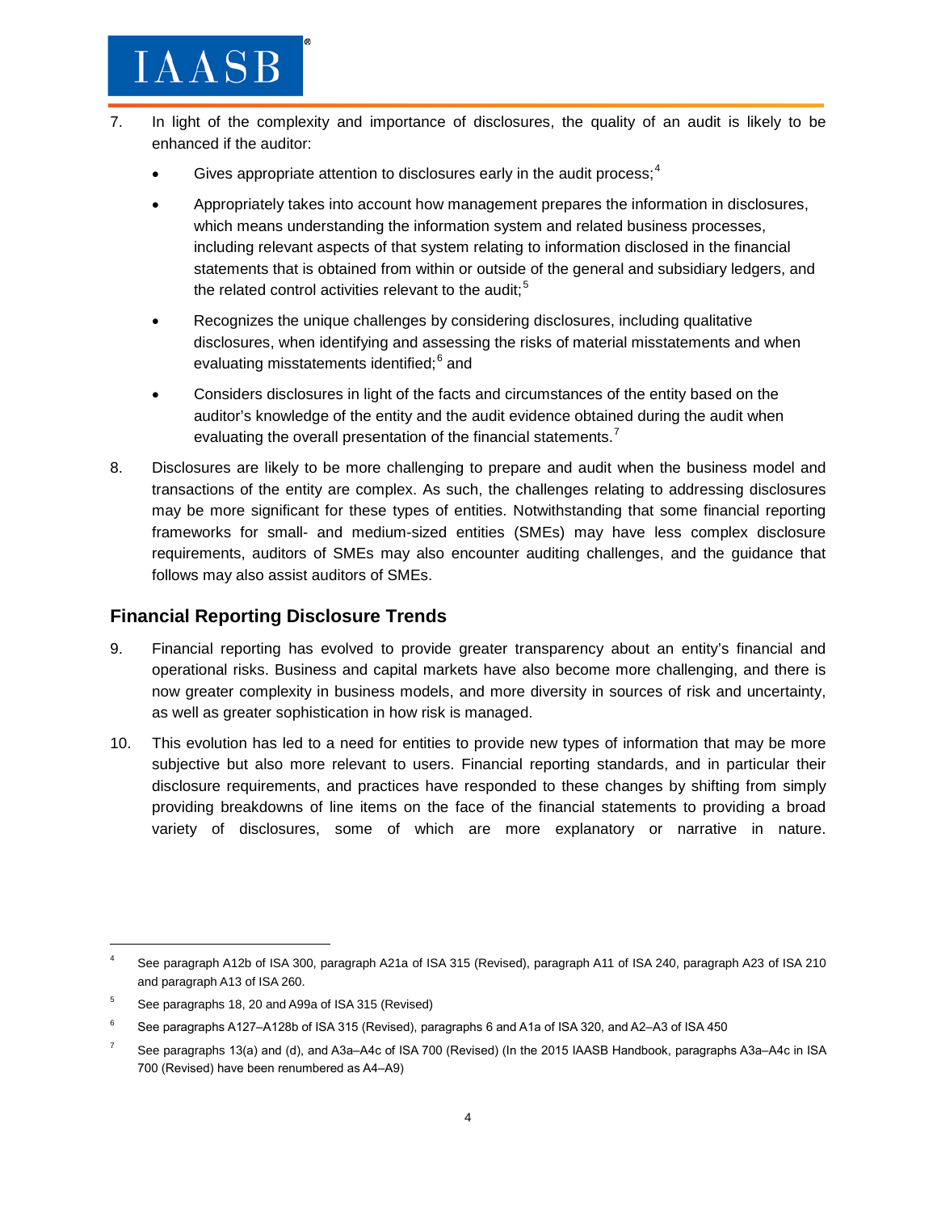7. In light of the complexity and importance of disclosures, the quality of an audit is likely to be enhanced if the auditor:

   - Gives appropriate attention to disclosures early in the audit process;[4]

   - Appropriately takes into account how management prepares the information in disclosures, which means understanding the information system and related business processes, including relevant aspects of that system relating to information disclosed in the financial statements that is obtained from within or outside of the general and subsidiary ledgers, and the related control activities relevant to the audit;[5]

   - Recognizes the unique challenges by considering disclosures, including qualitative disclosures, when identifying and assessing the risks of material misstatements and when evaluating misstatements identified;[6] and

   - Considers disclosures in light of the facts and circumstances of the entity based on the auditor's knowledge of the entity and the audit evidence obtained during the audit when evaluating the overall presentation of the financial statements.[7]

8. Disclosures are likely to be more challenging to prepare and audit when the business model and transactions of the entity are complex. As such, the challenges relating to addressing disclosures may be more significant for these types of entities. Notwithstanding that some financial reporting frameworks for small- and medium-sized entities (SMEs) may have less complex disclosure requirements, auditors of SMEs may also encounter auditing challenges, and the guidance that follows may also assist auditors of SMEs.

## Financial Reporting Disclosure Trends

9. Financial reporting has evolved to provide greater transparency about an entity's financial and operational risks. Business and capital markets have also become more challenging, and there is now greater complexity in business models, and more diversity in sources of risk and uncertainty, as well as greater sophistication in how risk is managed.

10. This evolution has led to a need for entities to provide new types of information that may be more subjective but also more relevant to users. Financial reporting standards, and in particular their disclosure requirements, and practices have responded to these changes by shifting from simply providing breakdowns of line items on the face of the financial statements to providing a broad variety of disclosures, some of which are more explanatory or narrative in nature.

---

[4] See paragraph A12b of ISA 300, paragraph A21a of ISA 315 (Revised), paragraph A11 of ISA 240, paragraph A23 of ISA 210 and paragraph A13 of ISA 260.

[5] See paragraphs 18, 20 and A99a of ISA 315 (Revised)

[6] See paragraphs A127–A128b of ISA 315 (Revised), paragraphs 6 and A1a of ISA 320, and A2–A3 of ISA 450

[7] See paragraphs 13(a) and (d), and A3a–A4c of ISA 700 (Revised) (In the 2015 IAASB Handbook, paragraphs A3a–A4c in ISA 700 (Revised) have been renumbered as A4–A9)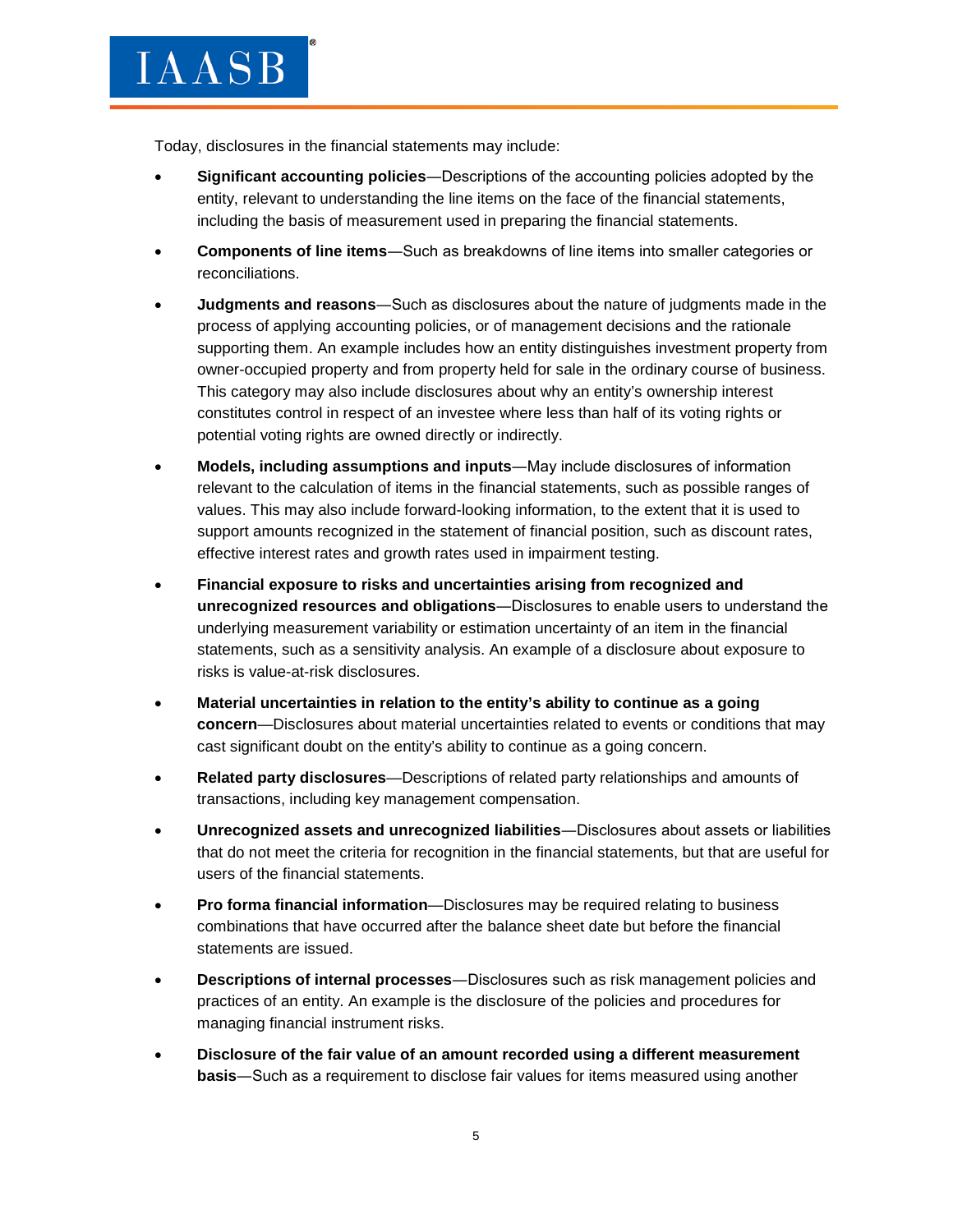Today, disclosures in the financial statements may include:

- **Significant accounting policies**—Descriptions of the accounting policies adopted by the entity, relevant to understanding the line items on the face of the financial statements, including the basis of measurement used in preparing the financial statements.
- **Components of line items**—Such as breakdowns of line items into smaller categories or reconciliations.
- **Judgments and reasons**—Such as disclosures about the nature of judgments made in the process of applying accounting policies, or of management decisions and the rationale supporting them. An example includes how an entity distinguishes investment property from owner-occupied property and from property held for sale in the ordinary course of business. This category may also include disclosures about why an entity's ownership interest constitutes control in respect of an investee where less than half of its voting rights or potential voting rights are owned directly or indirectly.
- **Models, including assumptions and inputs**—May include disclosures of information relevant to the calculation of items in the financial statements, such as possible ranges of values. This may also include forward-looking information, to the extent that it is used to support amounts recognized in the statement of financial position, such as discount rates, effective interest rates and growth rates used in impairment testing.
- **Financial exposure to risks and uncertainties arising from recognized and unrecognized resources and obligations**—Disclosures to enable users to understand the underlying measurement variability or estimation uncertainty of an item in the financial statements, such as a sensitivity analysis. An example of a disclosure about exposure to risks is value-at-risk disclosures.
- **Material uncertainties in relation to the entity's ability to continue as a going concern**—Disclosures about material uncertainties related to events or conditions that may cast significant doubt on the entity's ability to continue as a going concern.
- **Related party disclosures**—Descriptions of related party relationships and amounts of transactions, including key management compensation.
- **Unrecognized assets and unrecognized liabilities**—Disclosures about assets or liabilities that do not meet the criteria for recognition in the financial statements, but that are useful for users of the financial statements.
- **Pro forma financial information**—Disclosures may be required relating to business combinations that have occurred after the balance sheet date but before the financial statements are issued.
- **Descriptions of internal processes**—Disclosures such as risk management policies and practices of an entity. An example is the disclosure of the policies and procedures for managing financial instrument risks.
- **Disclosure of the fair value of an amount recorded using a different measurement basis**—Such as a requirement to disclose fair values for items measured using another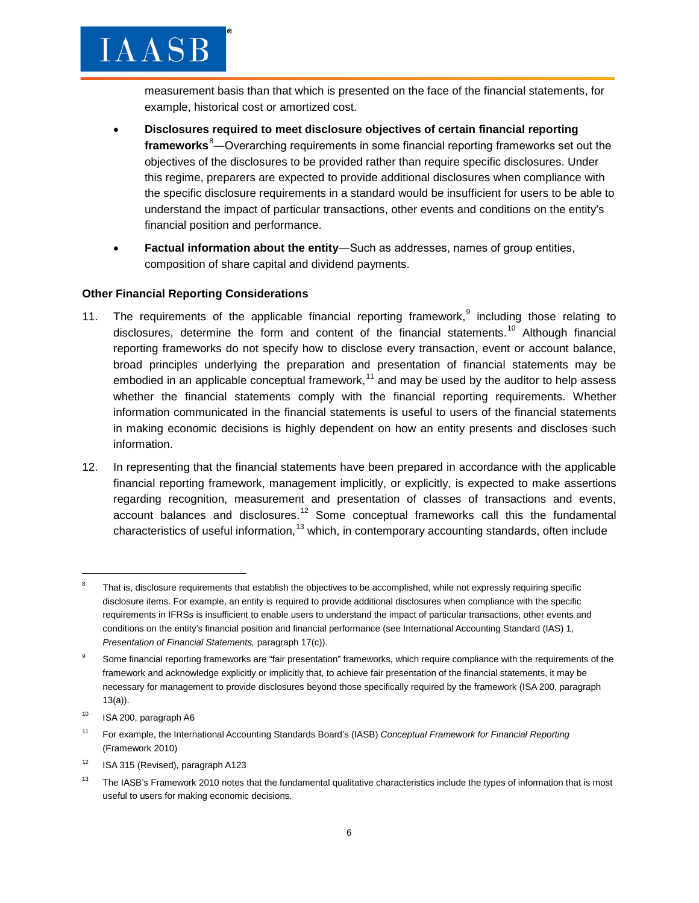measurement basis than that which is presented on the face of the financial statements, for example, historical cost or amortized cost.

- **Disclosures required to meet disclosure objectives of certain financial reporting frameworks**[8]—Overarching requirements in some financial reporting frameworks set out the objectives of the disclosures to be provided rather than require specific disclosures. Under this regime, preparers are expected to provide additional disclosures when compliance with the specific disclosure requirements in a standard would be insufficient for users to be able to understand the impact of particular transactions, other events and conditions on the entity's financial position and performance.
- **Factual information about the entity**—Such as addresses, names of group entities, composition of share capital and dividend payments.

### Other Financial Reporting Considerations

11. The requirements of the applicable financial reporting framework,[9] including those relating to disclosures, determine the form and content of the financial statements.[10] Although financial reporting frameworks do not specify how to disclose every transaction, event or account balance, broad principles underlying the preparation and presentation of financial statements may be embodied in an applicable conceptual framework,[11] and may be used by the auditor to help assess whether the financial statements comply with the financial reporting requirements. Whether information communicated in the financial statements is useful to users of the financial statements in making economic decisions is highly dependent on how an entity presents and discloses such information.

12. In representing that the financial statements have been prepared in accordance with the applicable financial reporting framework, management implicitly, or explicitly, is expected to make assertions regarding recognition, measurement and presentation of classes of transactions and events, account balances and disclosures.[12] Some conceptual frameworks call this the fundamental characteristics of useful information,[13] which, in contemporary accounting standards, often include

---

[8] That is, disclosure requirements that establish the objectives to be accomplished, while not expressly requiring specific disclosure items. For example, an entity is required to provide additional disclosures when compliance with the specific requirements in IFRSs is insufficient to enable users to understand the impact of particular transactions, other events and conditions on the entity's financial position and financial performance (see International Accounting Standard (IAS) 1, *Presentation of Financial Statements,* paragraph 17(c)).

[9] Some financial reporting frameworks are "fair presentation" frameworks, which require compliance with the requirements of the framework and acknowledge explicitly or implicitly that, to achieve fair presentation of the financial statements, it may be necessary for management to provide disclosures beyond those specifically required by the framework (ISA 200, paragraph 13(a)).

[10] ISA 200, paragraph A6

[11] For example, the International Accounting Standards Board's (IASB) *Conceptual Framework for Financial Reporting* (Framework 2010)

[12] ISA 315 (Revised), paragraph A123

[13] The IASB's Framework 2010 notes that the fundamental qualitative characteristics include the types of information that is most useful to users for making economic decisions.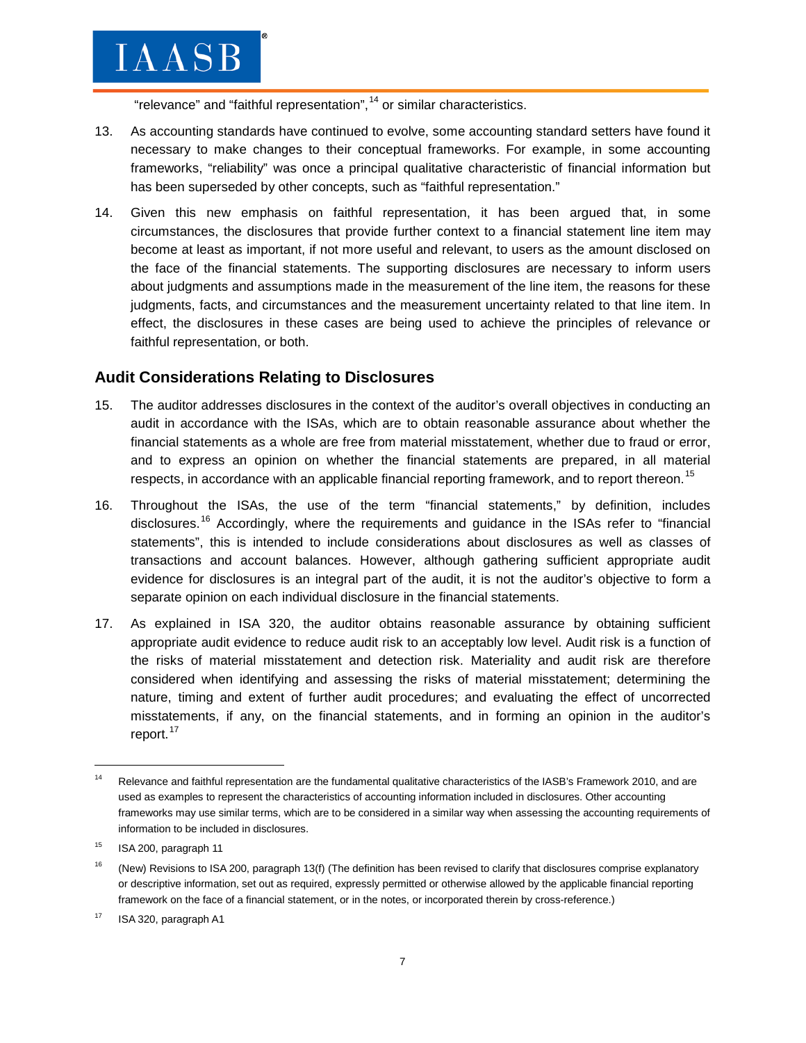"relevance" and "faithful representation",[14] or similar characteristics.

13. As accounting standards have continued to evolve, some accounting standard setters have found it necessary to make changes to their conceptual frameworks. For example, in some accounting frameworks, "reliability" was once a principal qualitative characteristic of financial information but has been superseded by other concepts, such as "faithful representation."

14. Given this new emphasis on faithful representation, it has been argued that, in some circumstances, the disclosures that provide further context to a financial statement line item may become at least as important, if not more useful and relevant, to users as the amount disclosed on the face of the financial statements. The supporting disclosures are necessary to inform users about judgments and assumptions made in the measurement of the line item, the reasons for these judgments, facts, and circumstances and the measurement uncertainty related to that line item. In effect, the disclosures in these cases are being used to achieve the principles of relevance or faithful representation, or both.

## Audit Considerations Relating to Disclosures

15. The auditor addresses disclosures in the context of the auditor's overall objectives in conducting an audit in accordance with the ISAs, which are to obtain reasonable assurance about whether the financial statements as a whole are free from material misstatement, whether due to fraud or error, and to express an opinion on whether the financial statements are prepared, in all material respects, in accordance with an applicable financial reporting framework, and to report thereon.[15]

16. Throughout the ISAs, the use of the term "financial statements," by definition, includes disclosures.[16] Accordingly, where the requirements and guidance in the ISAs refer to "financial statements", this is intended to include considerations about disclosures as well as classes of transactions and account balances. However, although gathering sufficient appropriate audit evidence for disclosures is an integral part of the audit, it is not the auditor's objective to form a separate opinion on each individual disclosure in the financial statements.

17. As explained in ISA 320, the auditor obtains reasonable assurance by obtaining sufficient appropriate audit evidence to reduce audit risk to an acceptably low level. Audit risk is a function of the risks of material misstatement and detection risk. Materiality and audit risk are therefore considered when identifying and assessing the risks of material misstatement; determining the nature, timing and extent of further audit procedures; and evaluating the effect of uncorrected misstatements, if any, on the financial statements, and in forming an opinion in the auditor's report.[17]

---

[14] Relevance and faithful representation are the fundamental qualitative characteristics of the IASB's Framework 2010, and are used as examples to represent the characteristics of accounting information included in disclosures. Other accounting frameworks may use similar terms, which are to be considered in a similar way when assessing the accounting requirements of information to be included in disclosures.

[15] ISA 200, paragraph 11

[16] (New) Revisions to ISA 200, paragraph 13(f) (The definition has been revised to clarify that disclosures comprise explanatory or descriptive information, set out as required, expressly permitted or otherwise allowed by the applicable financial reporting framework on the face of a financial statement, or in the notes, or incorporated therein by cross-reference.)

[17] ISA 320, paragraph A1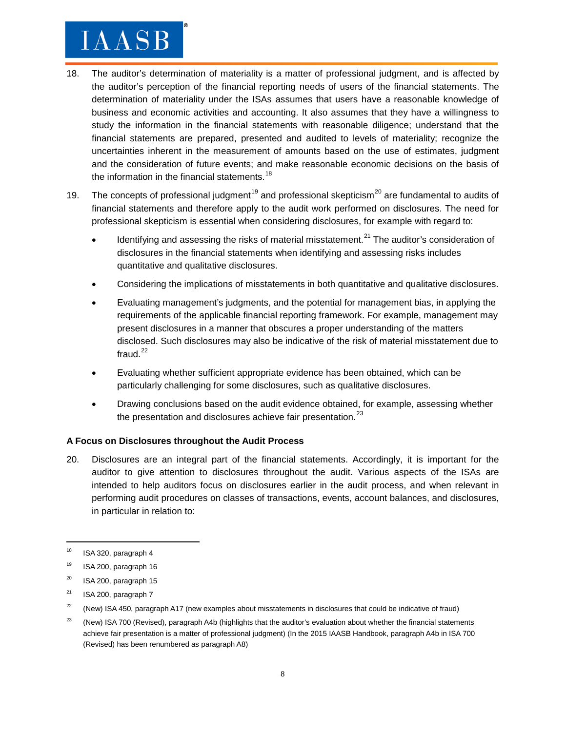18. The auditor's determination of materiality is a matter of professional judgment, and is affected by the auditor's perception of the financial reporting needs of users of the financial statements. The determination of materiality under the ISAs assumes that users have a reasonable knowledge of business and economic activities and accounting. It also assumes that they have a willingness to study the information in the financial statements with reasonable diligence; understand that the financial statements are prepared, presented and audited to levels of materiality; recognize the uncertainties inherent in the measurement of amounts based on the use of estimates, judgment and the consideration of future events; and make reasonable economic decisions on the basis of the information in the financial statements.[18]

19. The concepts of professional judgment[19] and professional skepticism[20] are fundamental to audits of financial statements and therefore apply to the audit work performed on disclosures. The need for professional skepticism is essential when considering disclosures, for example with regard to:

    - Identifying and assessing the risks of material misstatement.[21] The auditor's consideration of disclosures in the financial statements when identifying and assessing risks includes quantitative and qualitative disclosures.
    - Considering the implications of misstatements in both quantitative and qualitative disclosures.
    - Evaluating management's judgments, and the potential for management bias, in applying the requirements of the applicable financial reporting framework. For example, management may present disclosures in a manner that obscures a proper understanding of the matters disclosed. Such disclosures may also be indicative of the risk of material misstatement due to fraud.[22]
    - Evaluating whether sufficient appropriate evidence has been obtained, which can be particularly challenging for some disclosures, such as qualitative disclosures.
    - Drawing conclusions based on the audit evidence obtained, for example, assessing whether the presentation and disclosures achieve fair presentation.[23]

### A Focus on Disclosures throughout the Audit Process

20. Disclosures are an integral part of the financial statements. Accordingly, it is important for the auditor to give attention to disclosures throughout the audit. Various aspects of the ISAs are intended to help auditors focus on disclosures earlier in the audit process, and when relevant in performing audit procedures on classes of transactions, events, account balances, and disclosures, in particular in relation to:

---

[18] ISA 320, paragraph 4

[19] ISA 200, paragraph 16

[20] ISA 200, paragraph 15

[21] ISA 200, paragraph 7

[22] (New) ISA 450, paragraph A17 (new examples about misstatements in disclosures that could be indicative of fraud)

[23] (New) ISA 700 (Revised), paragraph A4b (highlights that the auditor's evaluation about whether the financial statements achieve fair presentation is a matter of professional judgment) (In the 2015 IAASB Handbook, paragraph A4b in ISA 700 (Revised) has been renumbered as paragraph A8)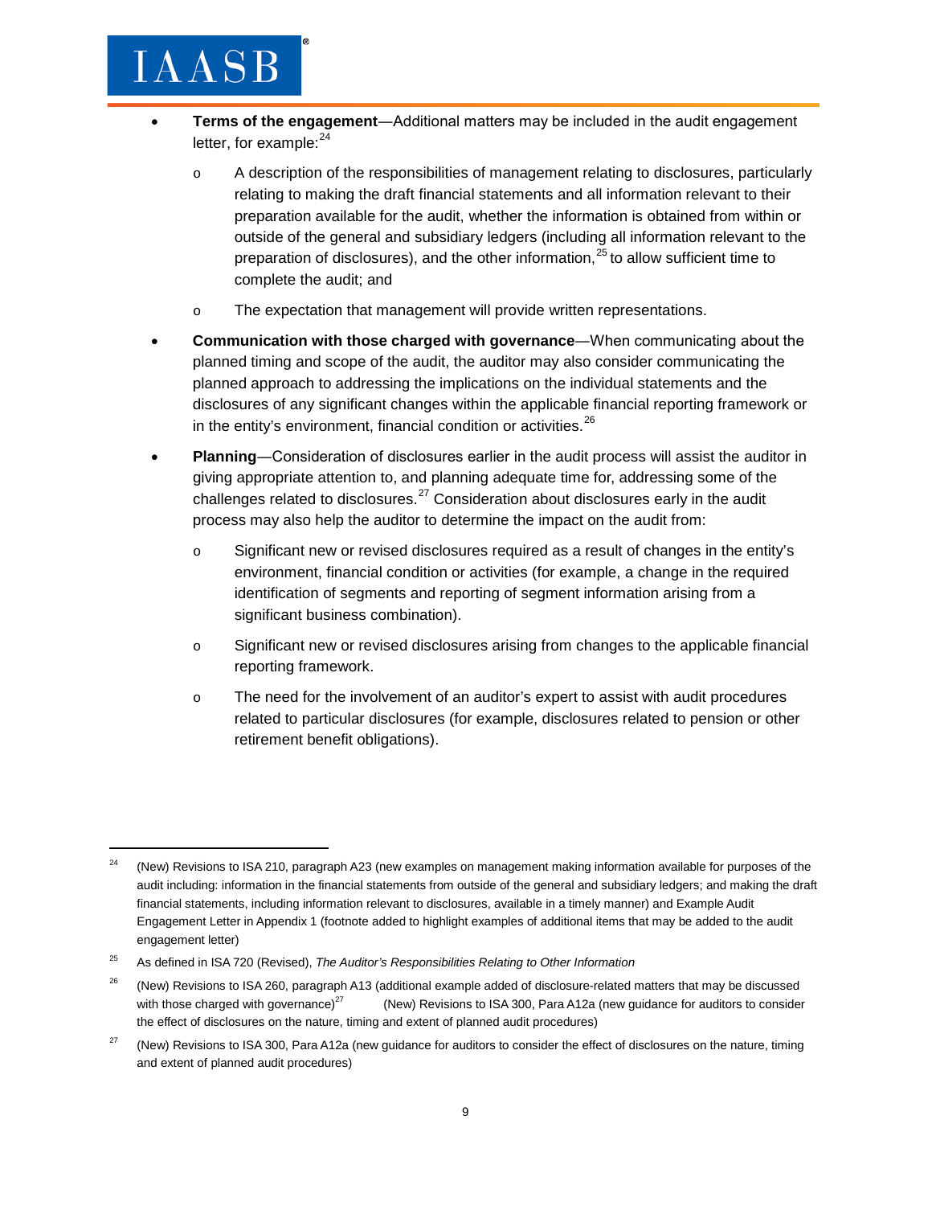- **Terms of the engagement**—Additional matters may be included in the audit engagement letter, for example:[24]
    - A description of the responsibilities of management relating to disclosures, particularly relating to making the draft financial statements and all information relevant to their preparation available for the audit, whether the information is obtained from within or outside of the general and subsidiary ledgers (including all information relevant to the preparation of disclosures), and the other information,[25] to allow sufficient time to complete the audit; and
    - The expectation that management will provide written representations.
- **Communication with those charged with governance**—When communicating about the planned timing and scope of the audit, the auditor may also consider communicating the planned approach to addressing the implications on the individual statements and the disclosures of any significant changes within the applicable financial reporting framework or in the entity's environment, financial condition or activities.[26]
- **Planning**—Consideration of disclosures earlier in the audit process will assist the auditor in giving appropriate attention to, and planning adequate time for, addressing some of the challenges related to disclosures.[27] Consideration about disclosures early in the audit process may also help the auditor to determine the impact on the audit from:
    - Significant new or revised disclosures required as a result of changes in the entity's environment, financial condition or activities (for example, a change in the required identification of segments and reporting of segment information arising from a significant business combination).
    - Significant new or revised disclosures arising from changes to the applicable financial reporting framework.
    - The need for the involvement of an auditor's expert to assist with audit procedures related to particular disclosures (for example, disclosures related to pension or other retirement benefit obligations).

---

[24] (New) Revisions to ISA 210, paragraph A23 (new examples on management making information available for purposes of the audit including: information in the financial statements from outside of the general and subsidiary ledgers; and making the draft financial statements, including information relevant to disclosures, available in a timely manner) and Example Audit Engagement Letter in Appendix 1 (footnote added to highlight examples of additional items that may be added to the audit engagement letter)

[25] As defined in ISA 720 (Revised), *The Auditor's Responsibilities Relating to Other Information*

[26] (New) Revisions to ISA 260, paragraph A13 (additional example added of disclosure-related matters that may be discussed with those charged with governance)[27] (New) Revisions to ISA 300, Para A12a (new guidance for auditors to consider the effect of disclosures on the nature, timing and extent of planned audit procedures)

[27] (New) Revisions to ISA 300, Para A12a (new guidance for auditors to consider the effect of disclosures on the nature, timing and extent of planned audit procedures)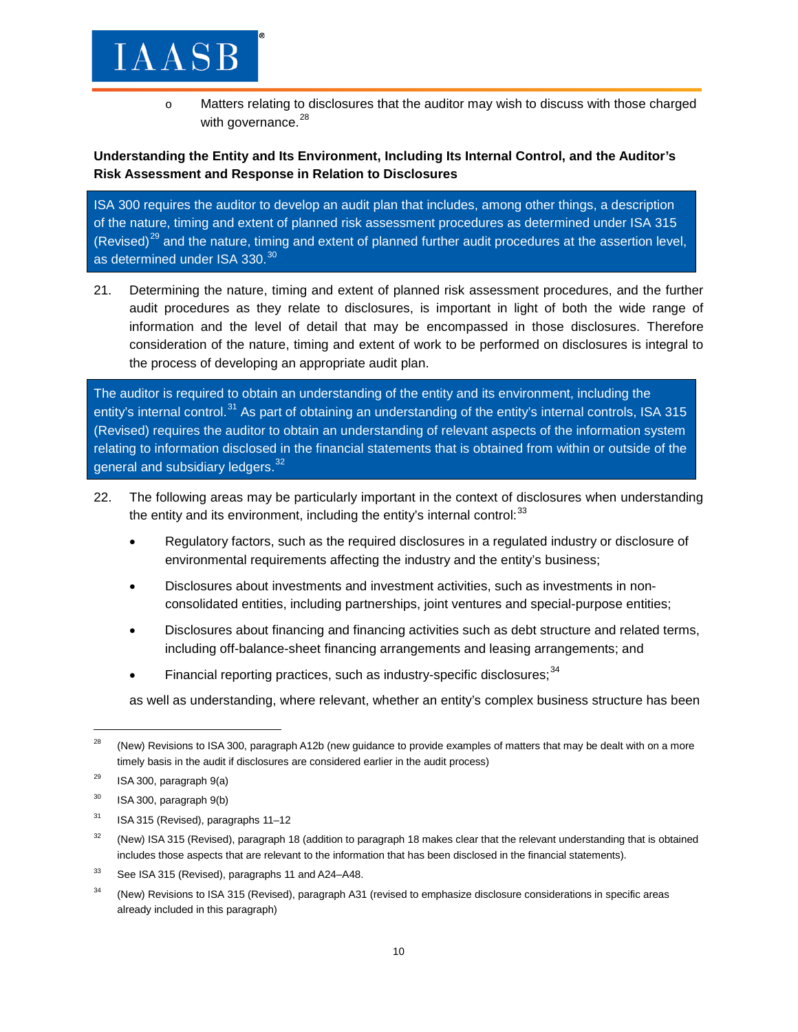- Matters relating to disclosures that the auditor may wish to discuss with those charged with governance.[28]

**Understanding the Entity and Its Environment, Including Its Internal Control, and the Auditor's Risk Assessment and Response in Relation to Disclosures**

> ISA 300 requires the auditor to develop an audit plan that includes, among other things, a description of the nature, timing and extent of planned risk assessment procedures as determined under ISA 315 (Revised)[29] and the nature, timing and extent of planned further audit procedures at the assertion level, as determined under ISA 330.[30]

21. Determining the nature, timing and extent of planned risk assessment procedures, and the further audit procedures as they relate to disclosures, is important in light of both the wide range of information and the level of detail that may be encompassed in those disclosures. Therefore consideration of the nature, timing and extent of work to be performed on disclosures is integral to the process of developing an appropriate audit plan.

> The auditor is required to obtain an understanding of the entity and its environment, including the entity's internal control.[31] As part of obtaining an understanding of the entity's internal controls, ISA 315 (Revised) requires the auditor to obtain an understanding of relevant aspects of the information system relating to information disclosed in the financial statements that is obtained from within or outside of the general and subsidiary ledgers.[32]

22. The following areas may be particularly important in the context of disclosures when understanding the entity and its environment, including the entity's internal control:[33]

    - Regulatory factors, such as the required disclosures in a regulated industry or disclosure of environmental requirements affecting the industry and the entity's business;
    - Disclosures about investments and investment activities, such as investments in non-consolidated entities, including partnerships, joint ventures and special-purpose entities;
    - Disclosures about financing and financing activities such as debt structure and related terms, including off-balance-sheet financing arrangements and leasing arrangements; and
    - Financial reporting practices, such as industry-specific disclosures;[34]

    as well as understanding, where relevant, whether an entity's complex business structure has been

---

[28] (New) Revisions to ISA 300, paragraph A12b (new guidance to provide examples of matters that may be dealt with on a more timely basis in the audit if disclosures are considered earlier in the audit process)

[29] ISA 300, paragraph 9(a)

[30] ISA 300, paragraph 9(b)

[31] ISA 315 (Revised), paragraphs 11–12

[32] (New) ISA 315 (Revised), paragraph 18 (addition to paragraph 18 makes clear that the relevant understanding that is obtained includes those aspects that are relevant to the information that has been disclosed in the financial statements).

[33] See ISA 315 (Revised), paragraphs 11 and A24–A48.

[34] (New) Revisions to ISA 315 (Revised), paragraph A31 (revised to emphasize disclosure considerations in specific areas already included in this paragraph)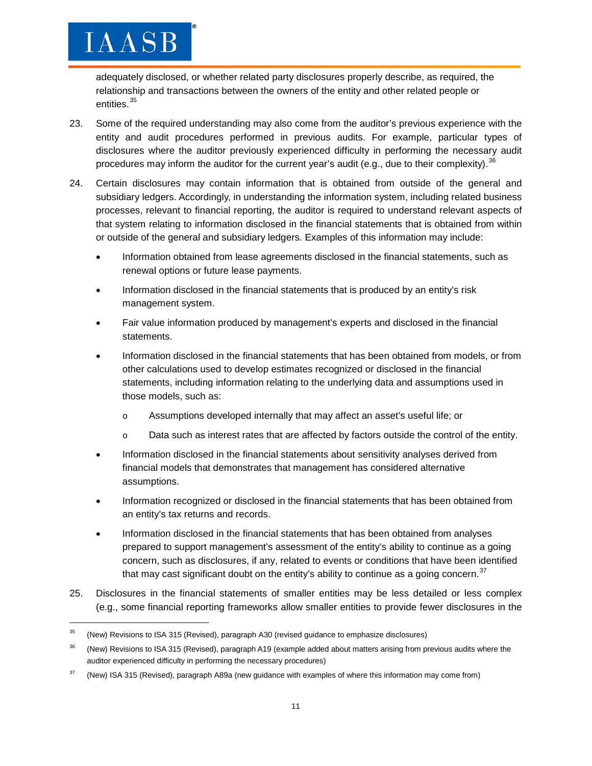adequately disclosed, or whether related party disclosures properly describe, as required, the relationship and transactions between the owners of the entity and other related people or entities.[35]

23. Some of the required understanding may also come from the auditor's previous experience with the entity and audit procedures performed in previous audits. For example, particular types of disclosures where the auditor previously experienced difficulty in performing the necessary audit procedures may inform the auditor for the current year's audit (e.g., due to their complexity).[36]

24. Certain disclosures may contain information that is obtained from outside of the general and subsidiary ledgers. Accordingly, in understanding the information system, including related business processes, relevant to financial reporting, the auditor is required to understand relevant aspects of that system relating to information disclosed in the financial statements that is obtained from within or outside of the general and subsidiary ledgers. Examples of this information may include:

    - Information obtained from lease agreements disclosed in the financial statements, such as renewal options or future lease payments.
    - Information disclosed in the financial statements that is produced by an entity's risk management system.
    - Fair value information produced by management's experts and disclosed in the financial statements.
    - Information disclosed in the financial statements that has been obtained from models, or from other calculations used to develop estimates recognized or disclosed in the financial statements, including information relating to the underlying data and assumptions used in those models, such as:
        - Assumptions developed internally that may affect an asset's useful life; or
        - Data such as interest rates that are affected by factors outside the control of the entity.
    - Information disclosed in the financial statements about sensitivity analyses derived from financial models that demonstrates that management has considered alternative assumptions.
    - Information recognized or disclosed in the financial statements that has been obtained from an entity's tax returns and records.
    - Information disclosed in the financial statements that has been obtained from analyses prepared to support management's assessment of the entity's ability to continue as a going concern, such as disclosures, if any, related to events or conditions that have been identified that may cast significant doubt on the entity's ability to continue as a going concern.[37]

25. Disclosures in the financial statements of smaller entities may be less detailed or less complex (e.g., some financial reporting frameworks allow smaller entities to provide fewer disclosures in the

---

[35] (New) Revisions to ISA 315 (Revised), paragraph A30 (revised guidance to emphasize disclosures)

[36] (New) Revisions to ISA 315 (Revised), paragraph A19 (example added about matters arising from previous audits where the auditor experienced difficulty in performing the necessary procedures)

[37] (New) ISA 315 (Revised), paragraph A89a (new guidance with examples of where this information may come from)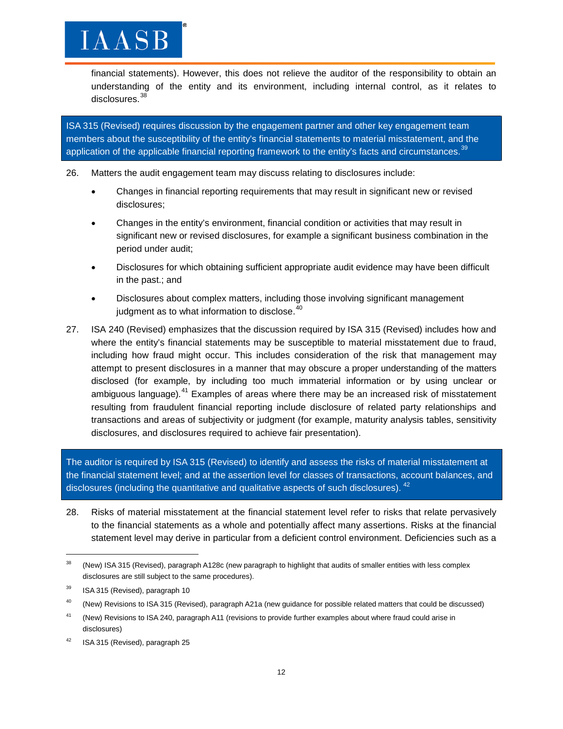financial statements). However, this does not relieve the auditor of the responsibility to obtain an understanding of the entity and its environment, including internal control, as it relates to disclosures.[38]

> ISA 315 (Revised) requires discussion by the engagement partner and other key engagement team members about the susceptibility of the entity's financial statements to material misstatement, and the application of the applicable financial reporting framework to the entity's facts and circumstances.[39]

26. Matters the audit engagement team may discuss relating to disclosures include:

    - Changes in financial reporting requirements that may result in significant new or revised disclosures;
    - Changes in the entity's environment, financial condition or activities that may result in significant new or revised disclosures, for example a significant business combination in the period under audit;
    - Disclosures for which obtaining sufficient appropriate audit evidence may have been difficult in the past.; and
    - Disclosures about complex matters, including those involving significant management judgment as to what information to disclose.[40]

27. ISA 240 (Revised) emphasizes that the discussion required by ISA 315 (Revised) includes how and where the entity's financial statements may be susceptible to material misstatement due to fraud, including how fraud might occur. This includes consideration of the risk that management may attempt to present disclosures in a manner that may obscure a proper understanding of the matters disclosed (for example, by including too much immaterial information or by using unclear or ambiguous language).[41] Examples of areas where there may be an increased risk of misstatement resulting from fraudulent financial reporting include disclosure of related party relationships and transactions and areas of subjectivity or judgment (for example, maturity analysis tables, sensitivity disclosures, and disclosures required to achieve fair presentation).

> The auditor is required by ISA 315 (Revised) to identify and assess the risks of material misstatement at the financial statement level; and at the assertion level for classes of transactions, account balances, and disclosures (including the quantitative and qualitative aspects of such disclosures).[42]

28. Risks of material misstatement at the financial statement level refer to risks that relate pervasively to the financial statements as a whole and potentially affect many assertions. Risks at the financial statement level may derive in particular from a deficient control environment. Deficiencies such as a

---

[38] (New) ISA 315 (Revised), paragraph A128c (new paragraph to highlight that audits of smaller entities with less complex disclosures are still subject to the same procedures).

[39] ISA 315 (Revised), paragraph 10

[40] (New) Revisions to ISA 315 (Revised), paragraph A21a (new guidance for possible related matters that could be discussed)

[41] (New) Revisions to ISA 240, paragraph A11 (revisions to provide further examples about where fraud could arise in disclosures)

[42] ISA 315 (Revised), paragraph 25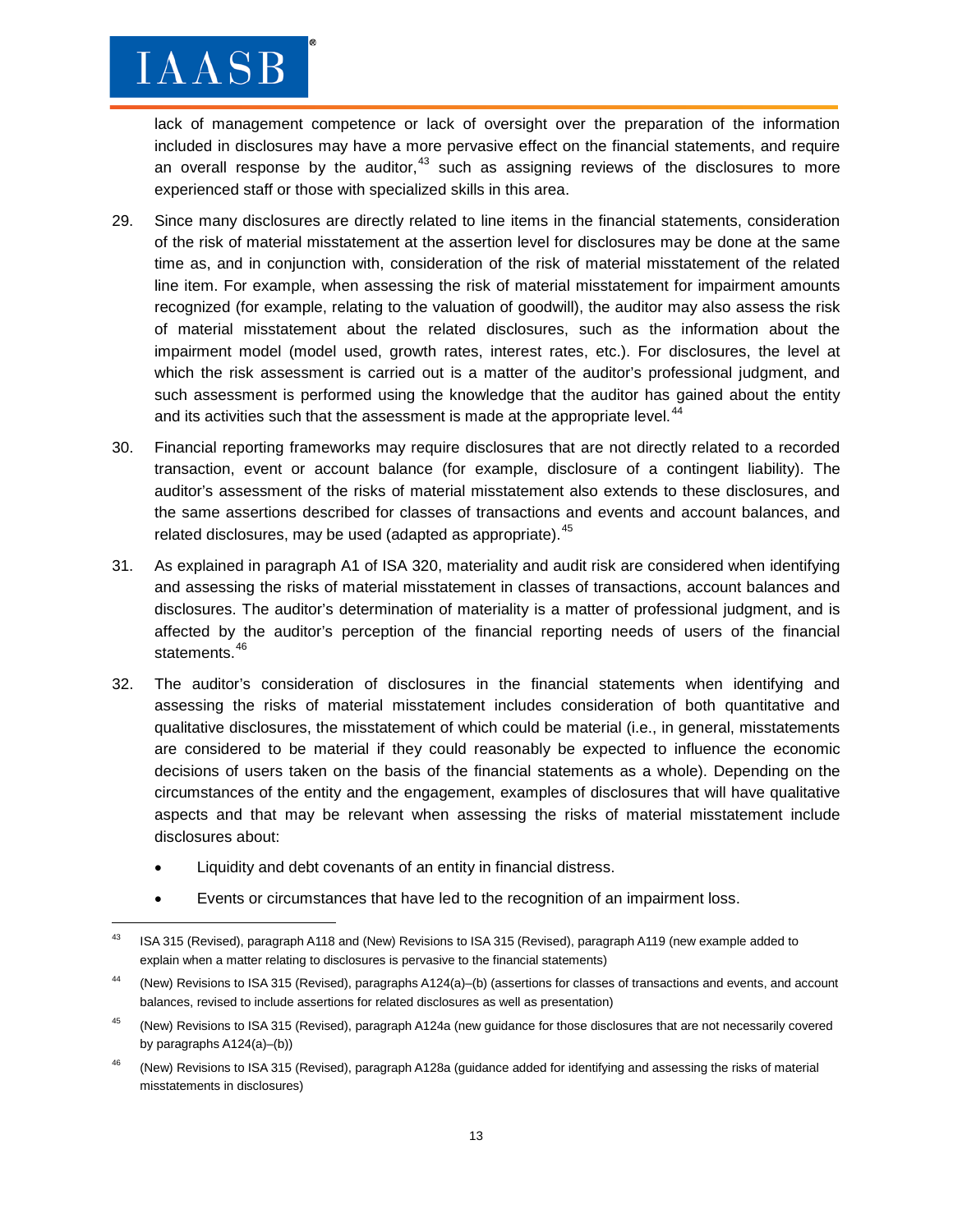lack of management competence or lack of oversight over the preparation of the information included in disclosures may have a more pervasive effect on the financial statements, and require an overall response by the auditor,[43] such as assigning reviews of the disclosures to more experienced staff or those with specialized skills in this area.

29. Since many disclosures are directly related to line items in the financial statements, consideration of the risk of material misstatement at the assertion level for disclosures may be done at the same time as, and in conjunction with, consideration of the risk of material misstatement of the related line item. For example, when assessing the risk of material misstatement for impairment amounts recognized (for example, relating to the valuation of goodwill), the auditor may also assess the risk of material misstatement about the related disclosures, such as the information about the impairment model (model used, growth rates, interest rates, etc.). For disclosures, the level at which the risk assessment is carried out is a matter of the auditor's professional judgment, and such assessment is performed using the knowledge that the auditor has gained about the entity and its activities such that the assessment is made at the appropriate level.[44]

30. Financial reporting frameworks may require disclosures that are not directly related to a recorded transaction, event or account balance (for example, disclosure of a contingent liability). The auditor's assessment of the risks of material misstatement also extends to these disclosures, and the same assertions described for classes of transactions and events and account balances, and related disclosures, may be used (adapted as appropriate).[45]

31. As explained in paragraph A1 of ISA 320, materiality and audit risk are considered when identifying and assessing the risks of material misstatement in classes of transactions, account balances and disclosures. The auditor's determination of materiality is a matter of professional judgment, and is affected by the auditor's perception of the financial reporting needs of users of the financial statements.[46]

32. The auditor's consideration of disclosures in the financial statements when identifying and assessing the risks of material misstatement includes consideration of both quantitative and qualitative disclosures, the misstatement of which could be material (i.e., in general, misstatements are considered to be material if they could reasonably be expected to influence the economic decisions of users taken on the basis of the financial statements as a whole). Depending on the circumstances of the entity and the engagement, examples of disclosures that will have qualitative aspects and that may be relevant when assessing the risks of material misstatement include disclosures about:

    - Liquidity and debt covenants of an entity in financial distress.
    - Events or circumstances that have led to the recognition of an impairment loss.

---

[43] ISA 315 (Revised), paragraph A118 and (New) Revisions to ISA 315 (Revised), paragraph A119 (new example added to explain when a matter relating to disclosures is pervasive to the financial statements)

[44] (New) Revisions to ISA 315 (Revised), paragraphs A124(a)–(b) (assertions for classes of transactions and events, and account balances, revised to include assertions for related disclosures as well as presentation)

[45] (New) Revisions to ISA 315 (Revised), paragraph A124a (new guidance for those disclosures that are not necessarily covered by paragraphs A124(a)–(b))

[46] (New) Revisions to ISA 315 (Revised), paragraph A128a (guidance added for identifying and assessing the risks of material misstatements in disclosures)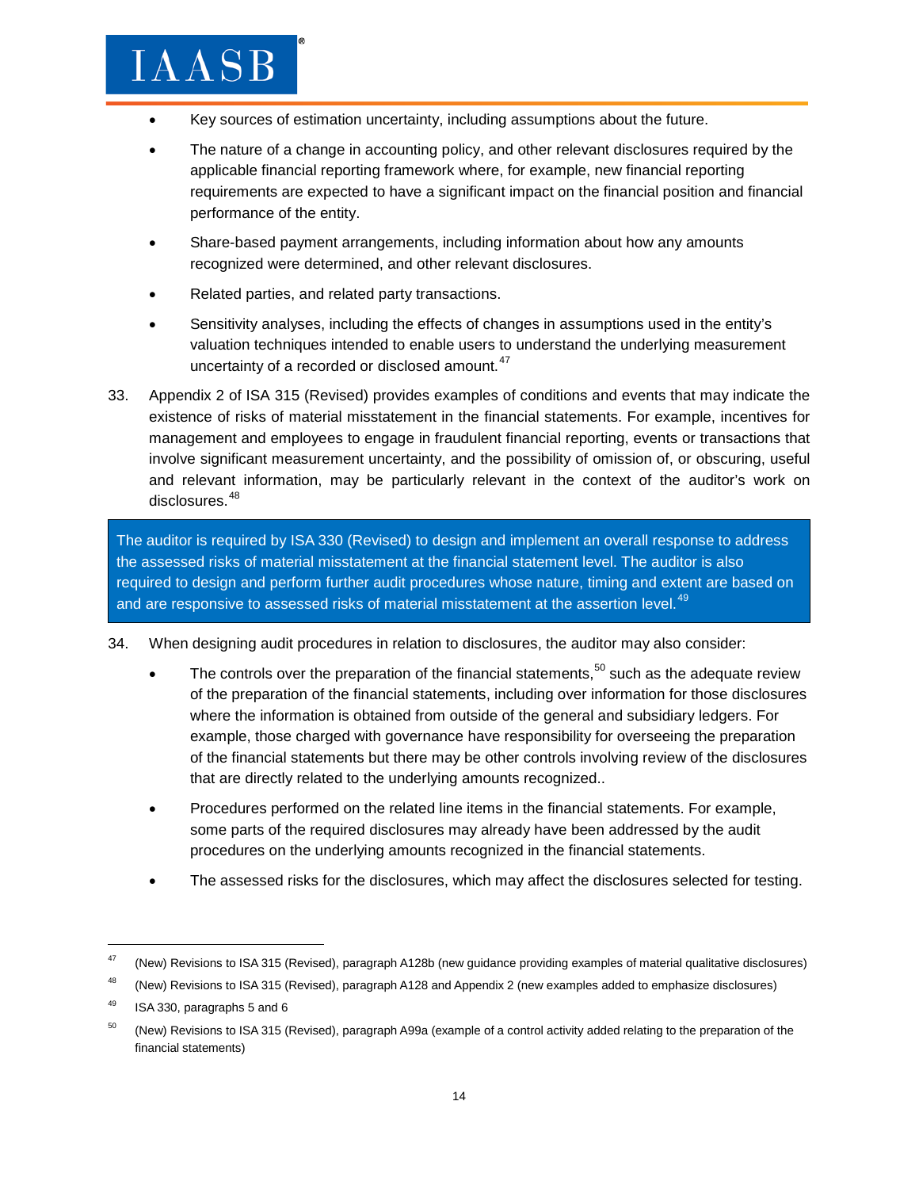- Key sources of estimation uncertainty, including assumptions about the future.
- The nature of a change in accounting policy, and other relevant disclosures required by the applicable financial reporting framework where, for example, new financial reporting requirements are expected to have a significant impact on the financial position and financial performance of the entity.
- Share-based payment arrangements, including information about how any amounts recognized were determined, and other relevant disclosures.
- Related parties, and related party transactions.
- Sensitivity analyses, including the effects of changes in assumptions used in the entity's valuation techniques intended to enable users to understand the underlying measurement uncertainty of a recorded or disclosed amount.[47]

33. Appendix 2 of ISA 315 (Revised) provides examples of conditions and events that may indicate the existence of risks of material misstatement in the financial statements. For example, incentives for management and employees to engage in fraudulent financial reporting, events or transactions that involve significant measurement uncertainty, and the possibility of omission of, or obscuring, useful and relevant information, may be particularly relevant in the context of the auditor's work on disclosures.[48]

> The auditor is required by ISA 330 (Revised) to design and implement an overall response to address the assessed risks of material misstatement at the financial statement level. The auditor is also required to design and perform further audit procedures whose nature, timing and extent are based on and are responsive to assessed risks of material misstatement at the assertion level.[49]

34. When designing audit procedures in relation to disclosures, the auditor may also consider:
    - The controls over the preparation of the financial statements,[50] such as the adequate review of the preparation of the financial statements, including over information for those disclosures where the information is obtained from outside of the general and subsidiary ledgers. For example, those charged with governance have responsibility for overseeing the preparation of the financial statements but there may be other controls involving review of the disclosures that are directly related to the underlying amounts recognized..
    - Procedures performed on the related line items in the financial statements. For example, some parts of the required disclosures may already have been addressed by the audit procedures on the underlying amounts recognized in the financial statements.
    - The assessed risks for the disclosures, which may affect the disclosures selected for testing.

---

[47] (New) Revisions to ISA 315 (Revised), paragraph A128b (new guidance providing examples of material qualitative disclosures)

[48] (New) Revisions to ISA 315 (Revised), paragraph A128 and Appendix 2 (new examples added to emphasize disclosures)

[49] ISA 330, paragraphs 5 and 6

[50] (New) Revisions to ISA 315 (Revised), paragraph A99a (example of a control activity added relating to the preparation of the financial statements)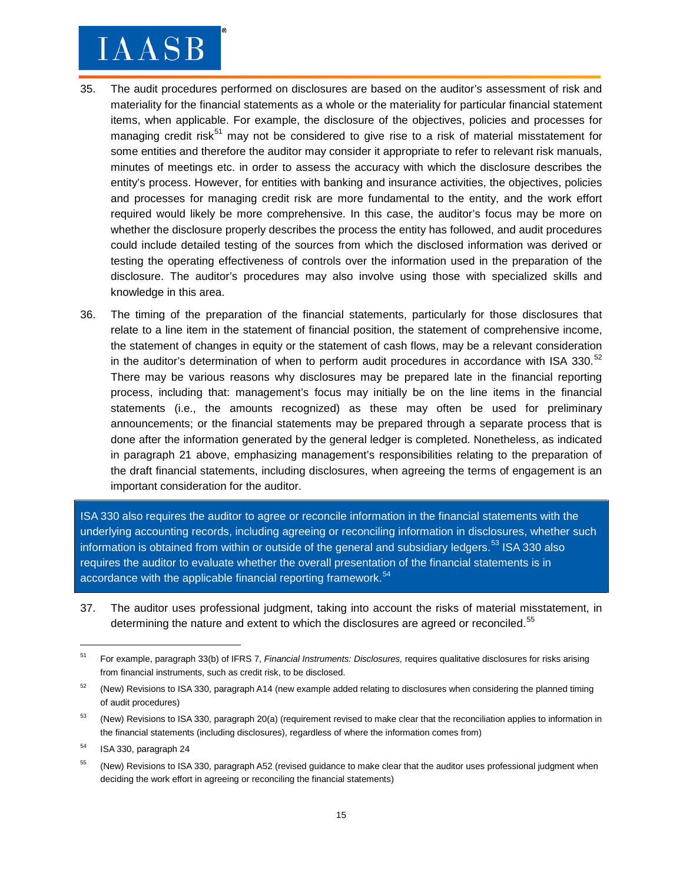35. The audit procedures performed on disclosures are based on the auditor's assessment of risk and materiality for the financial statements as a whole or the materiality for particular financial statement items, when applicable. For example, the disclosure of the objectives, policies and processes for managing credit risk[51] may not be considered to give rise to a risk of material misstatement for some entities and therefore the auditor may consider it appropriate to refer to relevant risk manuals, minutes of meetings etc. in order to assess the accuracy with which the disclosure describes the entity's process. However, for entities with banking and insurance activities, the objectives, policies and processes for managing credit risk are more fundamental to the entity, and the work effort required would likely be more comprehensive. In this case, the auditor's focus may be more on whether the disclosure properly describes the process the entity has followed, and audit procedures could include detailed testing of the sources from which the disclosed information was derived or testing the operating effectiveness of controls over the information used in the preparation of the disclosure. The auditor's procedures may also involve using those with specialized skills and knowledge in this area.

36. The timing of the preparation of the financial statements, particularly for those disclosures that relate to a line item in the statement of financial position, the statement of comprehensive income, the statement of changes in equity or the statement of cash flows, may be a relevant consideration in the auditor's determination of when to perform audit procedures in accordance with ISA 330.[52] There may be various reasons why disclosures may be prepared late in the financial reporting process, including that: management's focus may initially be on the line items in the financial statements (i.e., the amounts recognized) as these may often be used for preliminary announcements; or the financial statements may be prepared through a separate process that is done after the information generated by the general ledger is completed. Nonetheless, as indicated in paragraph 21 above, emphasizing management's responsibilities relating to the preparation of the draft financial statements, including disclosures, when agreeing the terms of engagement is an important consideration for the auditor.

> ISA 330 also requires the auditor to agree or reconcile information in the financial statements with the underlying accounting records, including agreeing or reconciling information in disclosures, whether such information is obtained from within or outside of the general and subsidiary ledgers.[53] ISA 330 also requires the auditor to evaluate whether the overall presentation of the financial statements is in accordance with the applicable financial reporting framework.[54]

37. The auditor uses professional judgment, taking into account the risks of material misstatement, in determining the nature and extent to which the disclosures are agreed or reconciled.[55]

---

[51] For example, paragraph 33(b) of IFRS 7, *Financial Instruments: Disclosures,* requires qualitative disclosures for risks arising from financial instruments, such as credit risk, to be disclosed.

[52] (New) Revisions to ISA 330, paragraph A14 (new example added relating to disclosures when considering the planned timing of audit procedures)

[53] (New) Revisions to ISA 330, paragraph 20(a) (requirement revised to make clear that the reconciliation applies to information in the financial statements (including disclosures), regardless of where the information comes from)

[54] ISA 330, paragraph 24

[55] (New) Revisions to ISA 330, paragraph A52 (revised guidance to make clear that the auditor uses professional judgment when deciding the work effort in agreeing or reconciling the financial statements)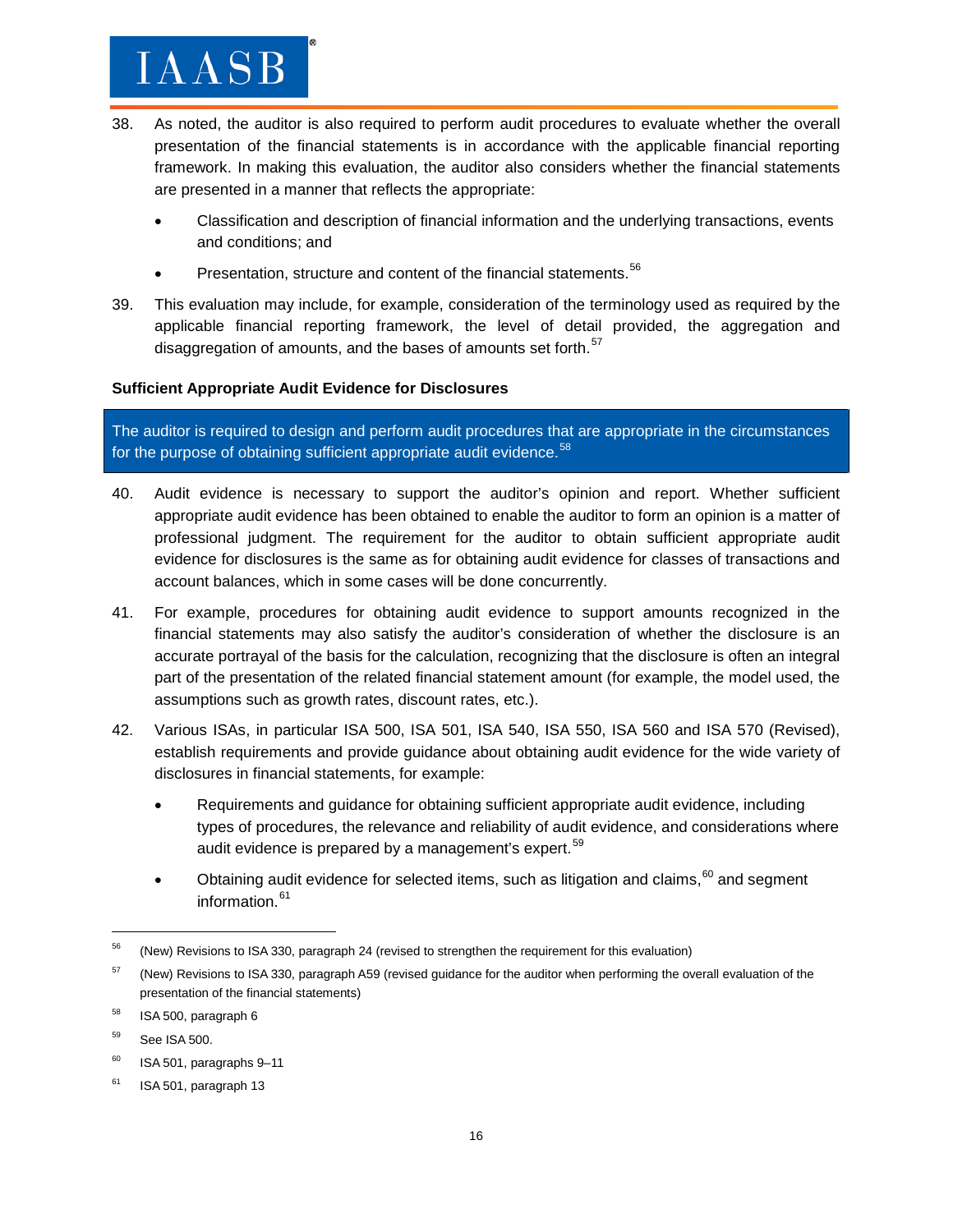38. As noted, the auditor is also required to perform audit procedures to evaluate whether the overall presentation of the financial statements is in accordance with the applicable financial reporting framework. In making this evaluation, the auditor also considers whether the financial statements are presented in a manner that reflects the appropriate:

   - Classification and description of financial information and the underlying transactions, events and conditions; and
   - Presentation, structure and content of the financial statements.[56]

39. This evaluation may include, for example, consideration of the terminology used as required by the applicable financial reporting framework, the level of detail provided, the aggregation and disaggregation of amounts, and the bases of amounts set forth.[57]

**Sufficient Appropriate Audit Evidence for Disclosures**

> The auditor is required to design and perform audit procedures that are appropriate in the circumstances for the purpose of obtaining sufficient appropriate audit evidence.[58]

40. Audit evidence is necessary to support the auditor's opinion and report. Whether sufficient appropriate audit evidence has been obtained to enable the auditor to form an opinion is a matter of professional judgment. The requirement for the auditor to obtain sufficient appropriate audit evidence for disclosures is the same as for obtaining audit evidence for classes of transactions and account balances, which in some cases will be done concurrently.

41. For example, procedures for obtaining audit evidence to support amounts recognized in the financial statements may also satisfy the auditor's consideration of whether the disclosure is an accurate portrayal of the basis for the calculation, recognizing that the disclosure is often an integral part of the presentation of the related financial statement amount (for example, the model used, the assumptions such as growth rates, discount rates, etc.).

42. Various ISAs, in particular ISA 500, ISA 501, ISA 540, ISA 550, ISA 560 and ISA 570 (Revised), establish requirements and provide guidance about obtaining audit evidence for the wide variety of disclosures in financial statements, for example:

   - Requirements and guidance for obtaining sufficient appropriate audit evidence, including types of procedures, the relevance and reliability of audit evidence, and considerations where audit evidence is prepared by a management's expert.[59]
   - Obtaining audit evidence for selected items, such as litigation and claims,[60] and segment information.[61]

---

[56] (New) Revisions to ISA 330, paragraph 24 (revised to strengthen the requirement for this evaluation)

[57] (New) Revisions to ISA 330, paragraph A59 (revised guidance for the auditor when performing the overall evaluation of the presentation of the financial statements)

[58] ISA 500, paragraph 6

[59] See ISA 500.

[60] ISA 501, paragraphs 9–11

[61] ISA 501, paragraph 13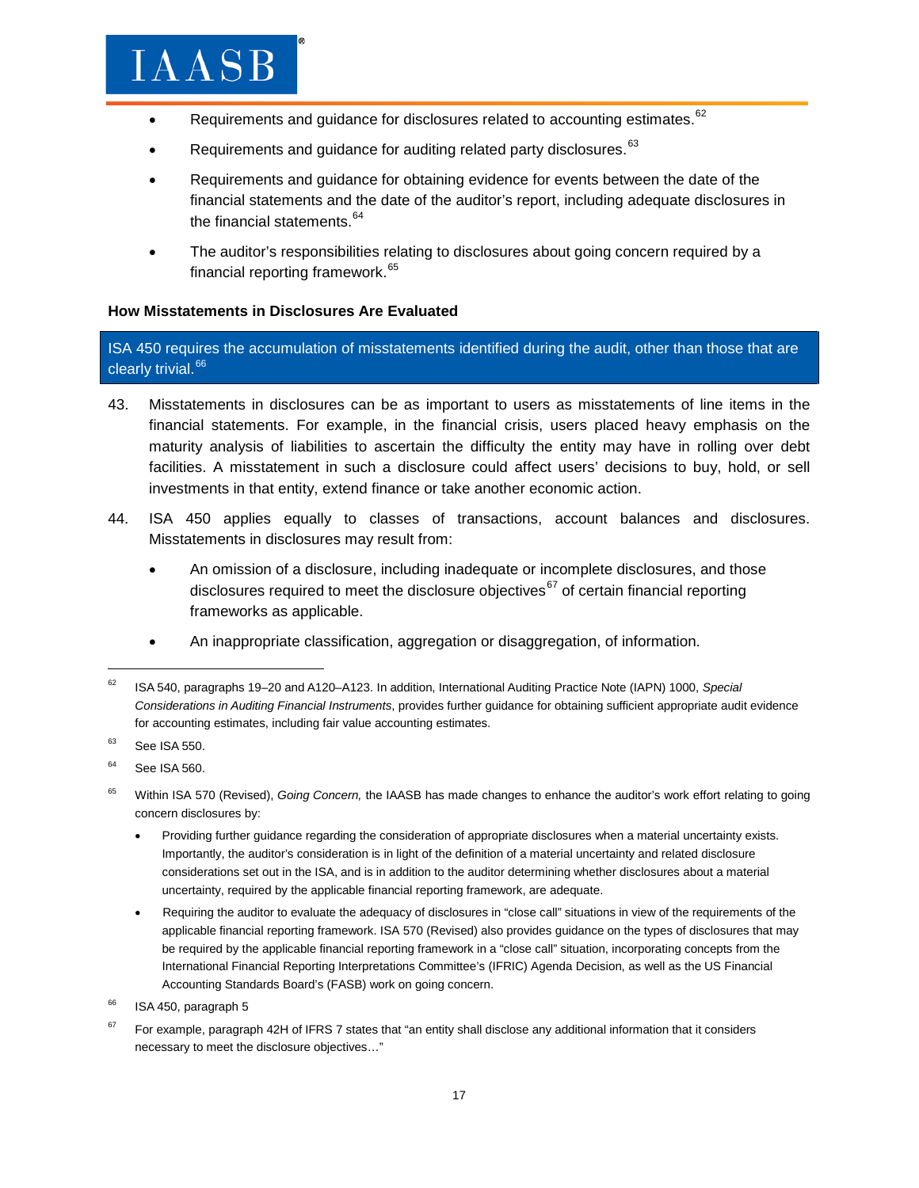- Requirements and guidance for disclosures related to accounting estimates.[62]
- Requirements and guidance for auditing related party disclosures.[63]
- Requirements and guidance for obtaining evidence for events between the date of the financial statements and the date of the auditor's report, including adequate disclosures in the financial statements.[64]
- The auditor's responsibilities relating to disclosures about going concern required by a financial reporting framework.[65]

**How Misstatements in Disclosures Are Evaluated**

ISA 450 requires the accumulation of misstatements identified during the audit, other than those that are clearly trivial.[66]

43. Misstatements in disclosures can be as important to users as misstatements of line items in the financial statements. For example, in the financial crisis, users placed heavy emphasis on the maturity analysis of liabilities to ascertain the difficulty the entity may have in rolling over debt facilities. A misstatement in such a disclosure could affect users' decisions to buy, hold, or sell investments in that entity, extend finance or take another economic action.

44. ISA 450 applies equally to classes of transactions, account balances and disclosures. Misstatements in disclosures may result from:

    - An omission of a disclosure, including inadequate or incomplete disclosures, and those disclosures required to meet the disclosure objectives[67] of certain financial reporting frameworks as applicable.
    - An inappropriate classification, aggregation or disaggregation, of information.

---

[62] ISA 540, paragraphs 19–20 and A120–A123. In addition, International Auditing Practice Note (IAPN) 1000, *Special Considerations in Auditing Financial Instruments*, provides further guidance for obtaining sufficient appropriate audit evidence for accounting estimates, including fair value accounting estimates.

[63] See ISA 550.

[64] See ISA 560.

[65] Within ISA 570 (Revised), *Going Concern,* the IAASB has made changes to enhance the auditor's work effort relating to going concern disclosures by:

- Providing further guidance regarding the consideration of appropriate disclosures when a material uncertainty exists. Importantly, the auditor's consideration is in light of the definition of a material uncertainty and related disclosure considerations set out in the ISA, and is in addition to the auditor determining whether disclosures about a material uncertainty, required by the applicable financial reporting framework, are adequate.
- Requiring the auditor to evaluate the adequacy of disclosures in "close call" situations in view of the requirements of the applicable financial reporting framework. ISA 570 (Revised) also provides guidance on the types of disclosures that may be required by the applicable financial reporting framework in a "close call" situation, incorporating concepts from the International Financial Reporting Interpretations Committee's (IFRIC) Agenda Decision, as well as the US Financial Accounting Standards Board's (FASB) work on going concern.

[66] ISA 450, paragraph 5

[67] For example, paragraph 42H of IFRS 7 states that "an entity shall disclose any additional information that it considers necessary to meet the disclosure objectives…"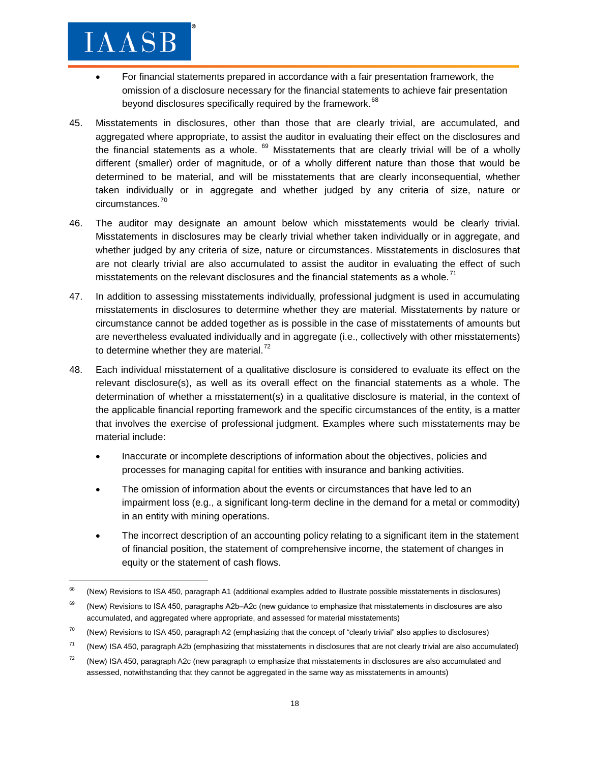- For financial statements prepared in accordance with a fair presentation framework, the omission of a disclosure necessary for the financial statements to achieve fair presentation beyond disclosures specifically required by the framework.[68]

45. Misstatements in disclosures, other than those that are clearly trivial, are accumulated, and aggregated where appropriate, to assist the auditor in evaluating their effect on the disclosures and the financial statements as a whole.[69] Misstatements that are clearly trivial will be of a wholly different (smaller) order of magnitude, or of a wholly different nature than those that would be determined to be material, and will be misstatements that are clearly inconsequential, whether taken individually or in aggregate and whether judged by any criteria of size, nature or circumstances.[70]

46. The auditor may designate an amount below which misstatements would be clearly trivial. Misstatements in disclosures may be clearly trivial whether taken individually or in aggregate, and whether judged by any criteria of size, nature or circumstances. Misstatements in disclosures that are not clearly trivial are also accumulated to assist the auditor in evaluating the effect of such misstatements on the relevant disclosures and the financial statements as a whole.[71]

47. In addition to assessing misstatements individually, professional judgment is used in accumulating misstatements in disclosures to determine whether they are material. Misstatements by nature or circumstance cannot be added together as is possible in the case of misstatements of amounts but are nevertheless evaluated individually and in aggregate (i.e., collectively with other misstatements) to determine whether they are material.[72]

48. Each individual misstatement of a qualitative disclosure is considered to evaluate its effect on the relevant disclosure(s), as well as its overall effect on the financial statements as a whole. The determination of whether a misstatement(s) in a qualitative disclosure is material, in the context of the applicable financial reporting framework and the specific circumstances of the entity, is a matter that involves the exercise of professional judgment. Examples where such misstatements may be material include:

    - Inaccurate or incomplete descriptions of information about the objectives, policies and processes for managing capital for entities with insurance and banking activities.
    - The omission of information about the events or circumstances that have led to an impairment loss (e.g., a significant long-term decline in the demand for a metal or commodity) in an entity with mining operations.
    - The incorrect description of an accounting policy relating to a significant item in the statement of financial position, the statement of comprehensive income, the statement of changes in equity or the statement of cash flows.

---

[68] (New) Revisions to ISA 450, paragraph A1 (additional examples added to illustrate possible misstatements in disclosures)

[69] (New) Revisions to ISA 450, paragraphs A2b–A2c (new guidance to emphasize that misstatements in disclosures are also accumulated, and aggregated where appropriate, and assessed for material misstatements)

[70] (New) Revisions to ISA 450, paragraph A2 (emphasizing that the concept of "clearly trivial" also applies to disclosures)

[71] (New) ISA 450, paragraph A2b (emphasizing that misstatements in disclosures that are not clearly trivial are also accumulated)

[72] (New) ISA 450, paragraph A2c (new paragraph to emphasize that misstatements in disclosures are also accumulated and assessed, notwithstanding that they cannot be aggregated in the same way as misstatements in amounts)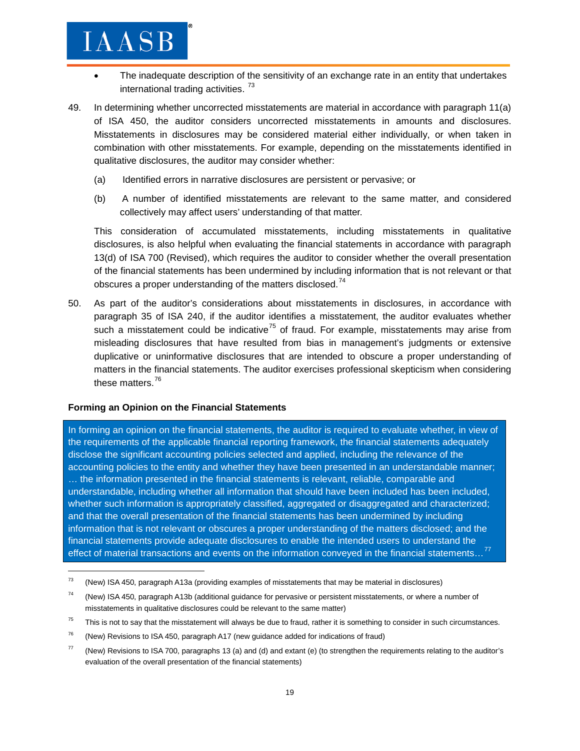- The inadequate description of the sensitivity of an exchange rate in an entity that undertakes international trading activities. [73]

49. In determining whether uncorrected misstatements are material in accordance with paragraph 11(a) of ISA 450, the auditor considers uncorrected misstatements in amounts and disclosures. Misstatements in disclosures may be considered material either individually, or when taken in combination with other misstatements. For example, depending on the misstatements identified in qualitative disclosures, the auditor may consider whether:

    (a) Identified errors in narrative disclosures are persistent or pervasive; or

    (b) A number of identified misstatements are relevant to the same matter, and considered collectively may affect users' understanding of that matter.

    This consideration of accumulated misstatements, including misstatements in qualitative disclosures, is also helpful when evaluating the financial statements in accordance with paragraph 13(d) of ISA 700 (Revised), which requires the auditor to consider whether the overall presentation of the financial statements has been undermined by including information that is not relevant or that obscures a proper understanding of the matters disclosed.[74]

50. As part of the auditor's considerations about misstatements in disclosures, in accordance with paragraph 35 of ISA 240, if the auditor identifies a misstatement, the auditor evaluates whether such a misstatement could be indicative[75] of fraud. For example, misstatements may arise from misleading disclosures that have resulted from bias in management's judgments or extensive duplicative or uninformative disclosures that are intended to obscure a proper understanding of matters in the financial statements. The auditor exercises professional skepticism when considering these matters.[76]

**Forming an Opinion on the Financial Statements**

> In forming an opinion on the financial statements, the auditor is required to evaluate whether, in view of the requirements of the applicable financial reporting framework, the financial statements adequately disclose the significant accounting policies selected and applied, including the relevance of the accounting policies to the entity and whether they have been presented in an understandable manner; … the information presented in the financial statements is relevant, reliable, comparable and understandable, including whether all information that should have been included has been included, whether such information is appropriately classified, aggregated or disaggregated and characterized; and that the overall presentation of the financial statements has been undermined by including information that is not relevant or obscures a proper understanding of the matters disclosed; and the financial statements provide adequate disclosures to enable the intended users to understand the effect of material transactions and events on the information conveyed in the financial statements…[77]

---

[73] (New) ISA 450, paragraph A13a (providing examples of misstatements that may be material in disclosures)

[74] (New) ISA 450, paragraph A13b (additional guidance for pervasive or persistent misstatements, or where a number of misstatements in qualitative disclosures could be relevant to the same matter)

[75] This is not to say that the misstatement will always be due to fraud, rather it is something to consider in such circumstances.

[76] (New) Revisions to ISA 450, paragraph A17 (new guidance added for indications of fraud)

[77] (New) Revisions to ISA 700, paragraphs 13 (a) and (d) and extant (e) (to strengthen the requirements relating to the auditor's evaluation of the overall presentation of the financial statements)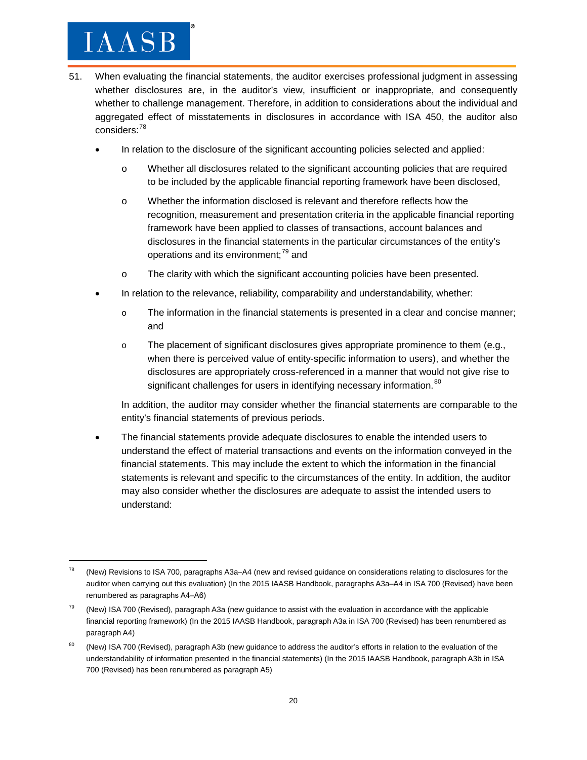51. When evaluating the financial statements, the auditor exercises professional judgment in assessing whether disclosures are, in the auditor's view, insufficient or inappropriate, and consequently whether to challenge management. Therefore, in addition to considerations about the individual and aggregated effect of misstatements in disclosures in accordance with ISA 450, the auditor also considers:[78]

   - In relation to the disclosure of the significant accounting policies selected and applied:
     - Whether all disclosures related to the significant accounting policies that are required to be included by the applicable financial reporting framework have been disclosed,
     - Whether the information disclosed is relevant and therefore reflects how the recognition, measurement and presentation criteria in the applicable financial reporting framework have been applied to classes of transactions, account balances and disclosures in the financial statements in the particular circumstances of the entity's operations and its environment;[79] and
     - The clarity with which the significant accounting policies have been presented.
   - In relation to the relevance, reliability, comparability and understandability, whether:
     - The information in the financial statements is presented in a clear and concise manner; and
     - The placement of significant disclosures gives appropriate prominence to them (e.g., when there is perceived value of entity-specific information to users), and whether the disclosures are appropriately cross-referenced in a manner that would not give rise to significant challenges for users in identifying necessary information.[80]

     In addition, the auditor may consider whether the financial statements are comparable to the entity's financial statements of previous periods.
   - The financial statements provide adequate disclosures to enable the intended users to understand the effect of material transactions and events on the information conveyed in the financial statements. This may include the extent to which the information in the financial statements is relevant and specific to the circumstances of the entity. In addition, the auditor may also consider whether the disclosures are adequate to assist the intended users to understand:

---

[78] (New) Revisions to ISA 700, paragraphs A3a–A4 (new and revised guidance on considerations relating to disclosures for the auditor when carrying out this evaluation) (In the 2015 IAASB Handbook, paragraphs A3a–A4 in ISA 700 (Revised) have been renumbered as paragraphs A4–A6)

[79] (New) ISA 700 (Revised), paragraph A3a (new guidance to assist with the evaluation in accordance with the applicable financial reporting framework) (In the 2015 IAASB Handbook, paragraph A3a in ISA 700 (Revised) has been renumbered as paragraph A4)

[80] (New) ISA 700 (Revised), paragraph A3b (new guidance to address the auditor's efforts in relation to the evaluation of the understandability of information presented in the financial statements) (In the 2015 IAASB Handbook, paragraph A3b in ISA 700 (Revised) has been renumbered as paragraph A5)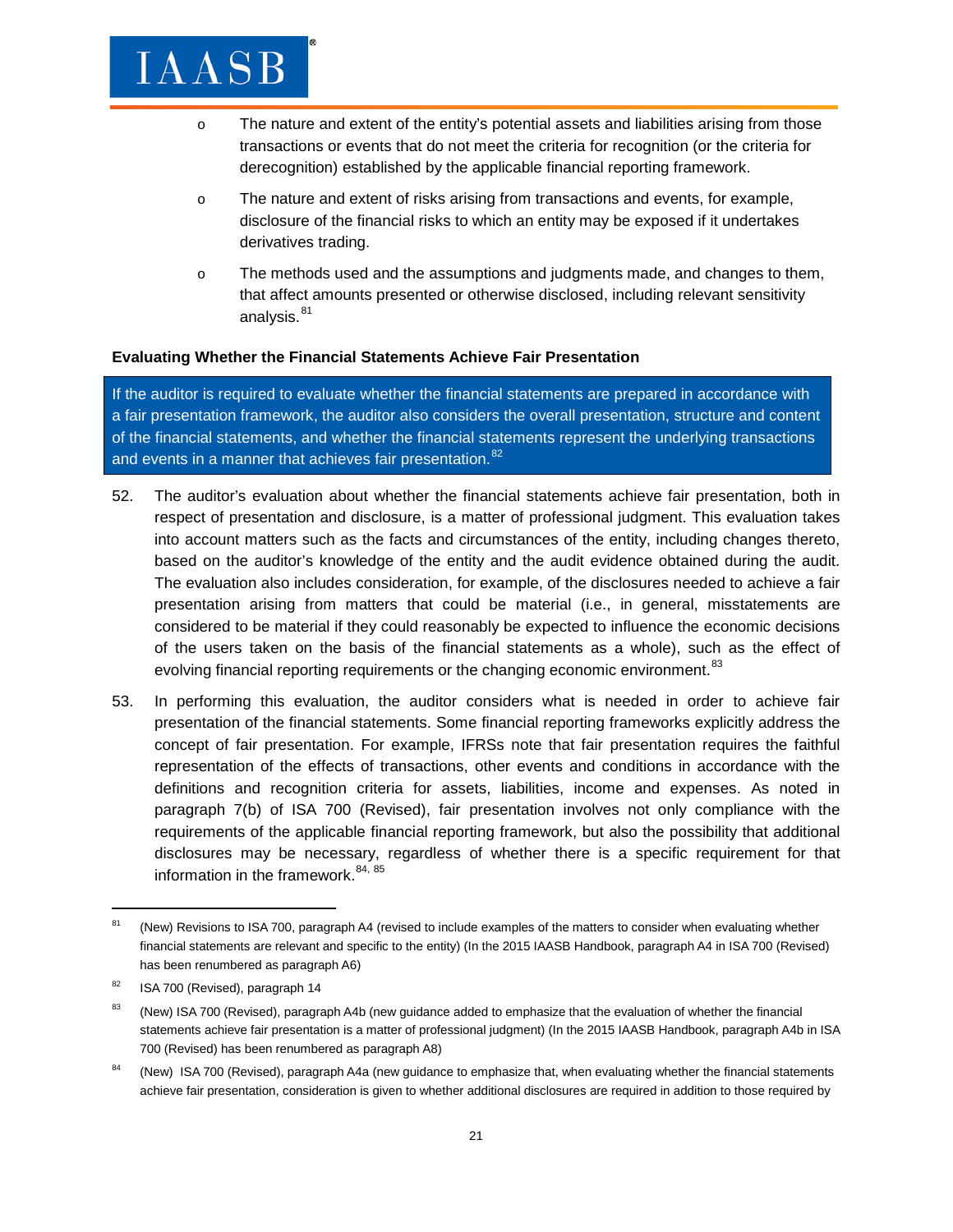- o The nature and extent of the entity's potential assets and liabilities arising from those transactions or events that do not meet the criteria for recognition (or the criteria for derecognition) established by the applicable financial reporting framework.
- o The nature and extent of risks arising from transactions and events, for example, disclosure of the financial risks to which an entity may be exposed if it undertakes derivatives trading.
- o The methods used and the assumptions and judgments made, and changes to them, that affect amounts presented or otherwise disclosed, including relevant sensitivity analysis.[81]

**Evaluating Whether the Financial Statements Achieve Fair Presentation**

> If the auditor is required to evaluate whether the financial statements are prepared in accordance with a fair presentation framework, the auditor also considers the overall presentation, structure and content of the financial statements, and whether the financial statements represent the underlying transactions and events in a manner that achieves fair presentation.[82]

52. The auditor's evaluation about whether the financial statements achieve fair presentation, both in respect of presentation and disclosure, is a matter of professional judgment. This evaluation takes into account matters such as the facts and circumstances of the entity, including changes thereto, based on the auditor's knowledge of the entity and the audit evidence obtained during the audit. The evaluation also includes consideration, for example, of the disclosures needed to achieve a fair presentation arising from matters that could be material (i.e., in general, misstatements are considered to be material if they could reasonably be expected to influence the economic decisions of the users taken on the basis of the financial statements as a whole), such as the effect of evolving financial reporting requirements or the changing economic environment.[83]

53. In performing this evaluation, the auditor considers what is needed in order to achieve fair presentation of the financial statements. Some financial reporting frameworks explicitly address the concept of fair presentation. For example, IFRSs note that fair presentation requires the faithful representation of the effects of transactions, other events and conditions in accordance with the definitions and recognition criteria for assets, liabilities, income and expenses. As noted in paragraph 7(b) of ISA 700 (Revised), fair presentation involves not only compliance with the requirements of the applicable financial reporting framework, but also the possibility that additional disclosures may be necessary, regardless of whether there is a specific requirement for that information in the framework.[84, 85]

---

[81] (New) Revisions to ISA 700, paragraph A4 (revised to include examples of the matters to consider when evaluating whether financial statements are relevant and specific to the entity) (In the 2015 IAASB Handbook, paragraph A4 in ISA 700 (Revised) has been renumbered as paragraph A6)

[82] ISA 700 (Revised), paragraph 14

[83] (New) ISA 700 (Revised), paragraph A4b (new guidance added to emphasize that the evaluation of whether the financial statements achieve fair presentation is a matter of professional judgment) (In the 2015 IAASB Handbook, paragraph A4b in ISA 700 (Revised) has been renumbered as paragraph A8)

[84] (New) ISA 700 (Revised), paragraph A4a (new guidance to emphasize that, when evaluating whether the financial statements achieve fair presentation, consideration is given to whether additional disclosures are required in addition to those required by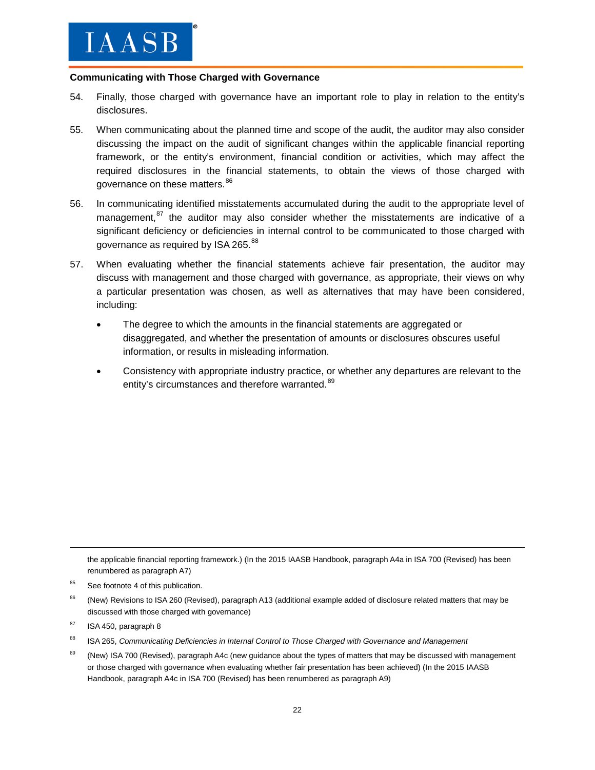**Communicating with Those Charged with Governance**

54. Finally, those charged with governance have an important role to play in relation to the entity's disclosures.

55. When communicating about the planned time and scope of the audit, the auditor may also consider discussing the impact on the audit of significant changes within the applicable financial reporting framework, or the entity's environment, financial condition or activities, which may affect the required disclosures in the financial statements, to obtain the views of those charged with governance on these matters.[86]

56. In communicating identified misstatements accumulated during the audit to the appropriate level of management,[87] the auditor may also consider whether the misstatements are indicative of a significant deficiency or deficiencies in internal control to be communicated to those charged with governance as required by ISA 265.[88]

57. When evaluating whether the financial statements achieve fair presentation, the auditor may discuss with management and those charged with governance, as appropriate, their views on why a particular presentation was chosen, as well as alternatives that may have been considered, including:

    - The degree to which the amounts in the financial statements are aggregated or disaggregated, and whether the presentation of amounts or disclosures obscures useful information, or results in misleading information.
    - Consistency with appropriate industry practice, or whether any departures are relevant to the entity's circumstances and therefore warranted.[89]

---

the applicable financial reporting framework.) (In the 2015 IAASB Handbook, paragraph A4a in ISA 700 (Revised) has been renumbered as paragraph A7)

[85] See footnote 4 of this publication.

[86] (New) Revisions to ISA 260 (Revised), paragraph A13 (additional example added of disclosure related matters that may be discussed with those charged with governance)

[87] ISA 450, paragraph 8

[88] ISA 265, *Communicating Deficiencies in Internal Control to Those Charged with Governance and Management*

[89] (New) ISA 700 (Revised), paragraph A4c (new guidance about the types of matters that may be discussed with management or those charged with governance when evaluating whether fair presentation has been achieved) (In the 2015 IAASB Handbook, paragraph A4c in ISA 700 (Revised) has been renumbered as paragraph A9)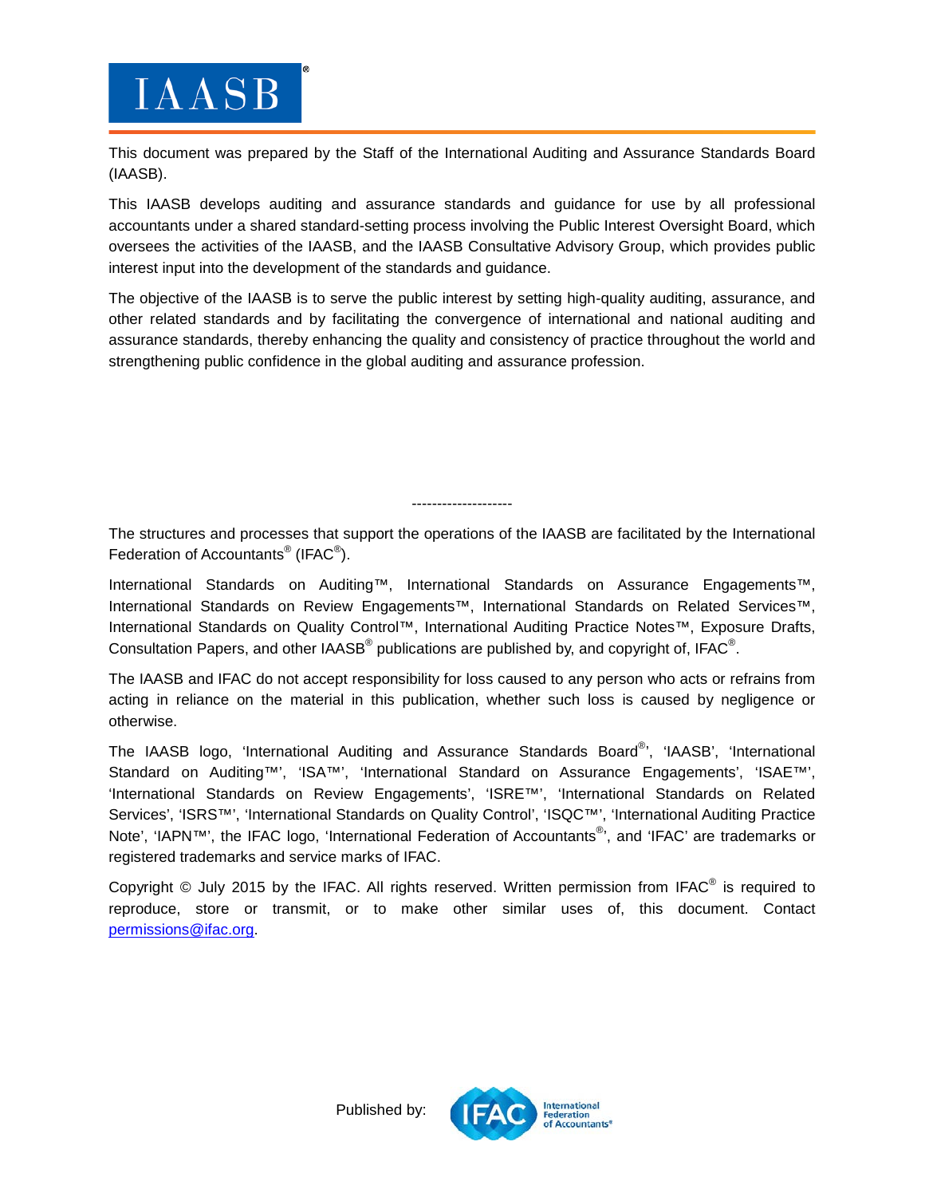IAASB®

This document was prepared by the Staff of the International Auditing and Assurance Standards Board (IAASB).

This IAASB develops auditing and assurance standards and guidance for use by all professional accountants under a shared standard-setting process involving the Public Interest Oversight Board, which oversees the activities of the IAASB, and the IAASB Consultative Advisory Group, which provides public interest input into the development of the standards and guidance.

The objective of the IAASB is to serve the public interest by setting high-quality auditing, assurance, and other related standards and by facilitating the convergence of international and national auditing and assurance standards, thereby enhancing the quality and consistency of practice throughout the world and strengthening public confidence in the global auditing and assurance profession.

--------------------

The structures and processes that support the operations of the IAASB are facilitated by the International Federation of Accountants® (IFAC®).

International Standards on Auditing™, International Standards on Assurance Engagements™, International Standards on Review Engagements™, International Standards on Related Services™, International Standards on Quality Control™, International Auditing Practice Notes™, Exposure Drafts, Consultation Papers, and other IAASB® publications are published by, and copyright of, IFAC®.

The IAASB and IFAC do not accept responsibility for loss caused to any person who acts or refrains from acting in reliance on the material in this publication, whether such loss is caused by negligence or otherwise.

The IAASB logo, 'International Auditing and Assurance Standards Board®', 'IAASB', 'International Standard on Auditing™', 'ISA™', 'International Standard on Assurance Engagements', 'ISAE™', 'International Standards on Review Engagements', 'ISRE™', 'International Standards on Related Services', 'ISRS™', 'International Standards on Quality Control', 'ISQC™', 'International Auditing Practice Note', 'IAPN™', the IFAC logo, 'International Federation of Accountants®', and 'IFAC' are trademarks or registered trademarks and service marks of IFAC.

Copyright © July 2015 by the IFAC. All rights reserved. Written permission from IFAC® is required to reproduce, store or transmit, or to make other similar uses of, this document. Contact permissions@ifac.org.

Published by: IFAC International Federation of Accountants®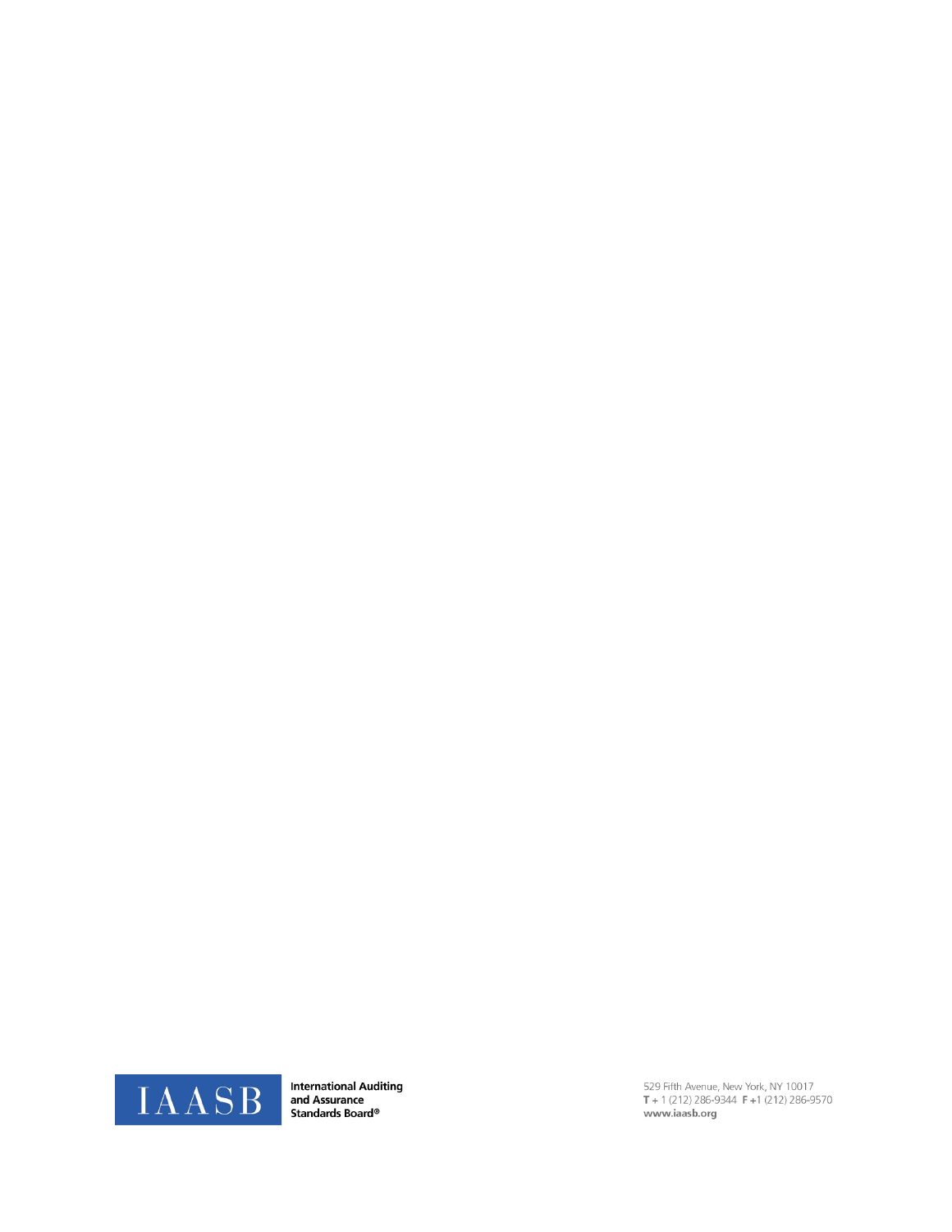IAASB

International Auditing and Assurance Standards Board®

529 Fifth Avenue, New York, NY 10017
T + 1 (212) 286-9344 F +1 (212) 286-9570
www.iaasb.org